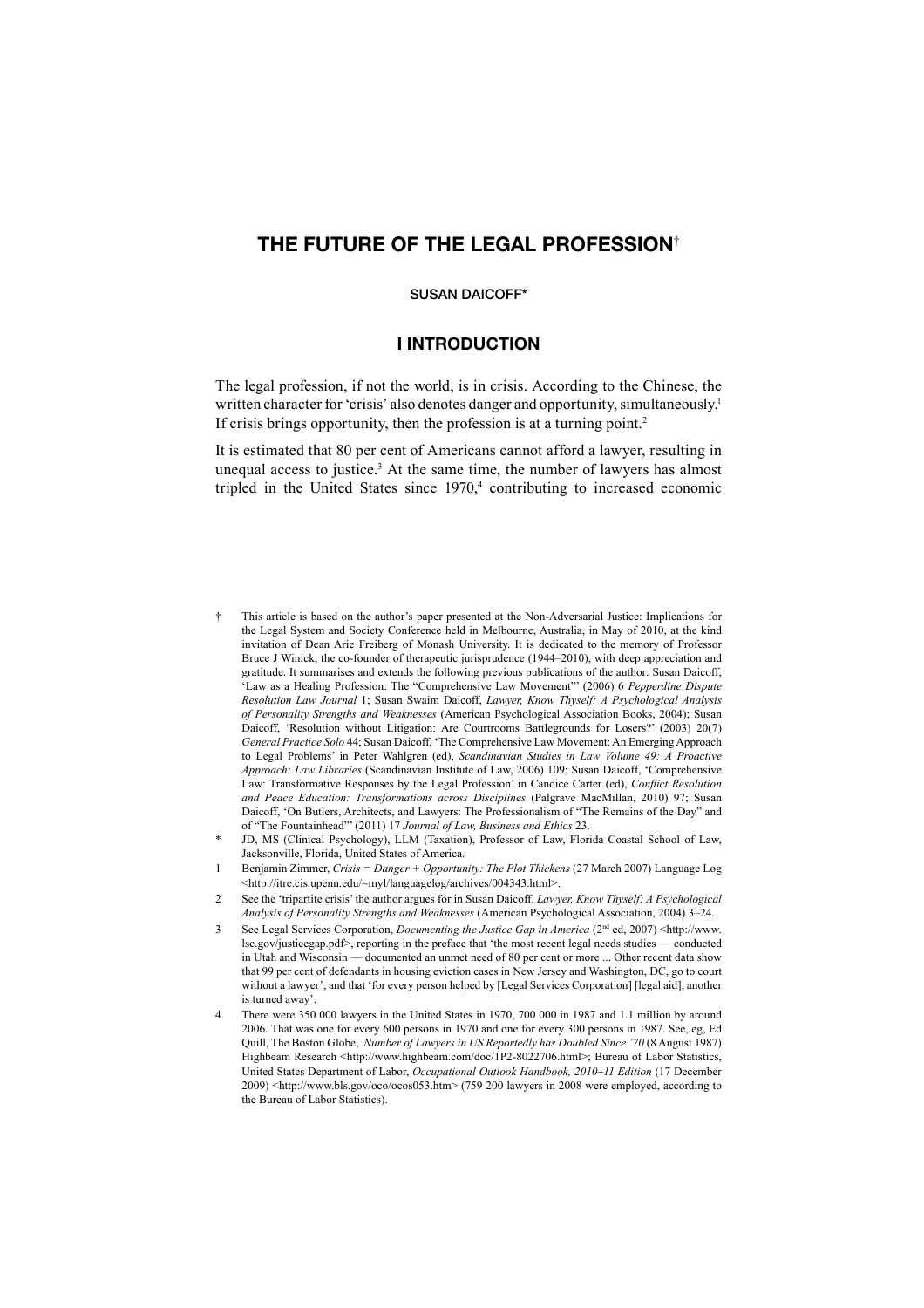# THE FUTURE OF THE LEGAL PROFESSION[†]

SUSAN DAICOFF*

## I INTRODUCTION

The legal profession, if not the world, is in crisis. According to the Chinese, the written character for 'crisis' also denotes danger and opportunity, simultaneously.[1] If crisis brings opportunity, then the profession is at a turning point.[2]

It is estimated that 80 per cent of Americans cannot afford a lawyer, resulting in unequal access to justice.[3] At the same time, the number of lawyers has almost tripled in the United States since 1970,[4] contributing to increased economic

---

† This article is based on the author's paper presented at the Non-Adversarial Justice: Implications for the Legal System and Society Conference held in Melbourne, Australia, in May of 2010, at the kind invitation of Dean Arie Freiberg of Monash University. It is dedicated to the memory of Professor Bruce J Winick, the co-founder of therapeutic jurisprudence (1944–2010), with deep appreciation and gratitude. It summarises and extends the following previous publications of the author: Susan Daicoff, 'Law as a Healing Profession: The "Comprehensive Law Movement"' (2006) 6 *Pepperdine Dispute Resolution Law Journal* 1; Susan Swaim Daicoff, *Lawyer, Know Thyself: A Psychological Analysis of Personality Strengths and Weaknesses* (American Psychological Association Books, 2004); Susan Daicoff, 'Resolution without Litigation: Are Courtrooms Battlegrounds for Losers?' (2003) 20(7) *General Practice Solo* 44; Susan Daicoff, 'The Comprehensive Law Movement: An Emerging Approach to Legal Problems' in Peter Wahlgren (ed), *Scandinavian Studies in Law Volume 49: A Proactive Approach: Law Libraries* (Scandinavian Institute of Law, 2006) 109; Susan Daicoff, 'Comprehensive Law: Transformative Responses by the Legal Profession' in Candice Carter (ed), *Conflict Resolution and Peace Education: Transformations across Disciplines* (Palgrave MacMillan, 2010) 97; Susan Daicoff, 'On Butlers, Architects, and Lawyers: The Professionalism of "The Remains of the Day" and of "The Fountainhead"' (2011) 17 *Journal of Law, Business and Ethics* 23.

\* JD, MS (Clinical Psychology), LLM (Taxation), Professor of Law, Florida Coastal School of Law, Jacksonville, Florida, United States of America.

1 Benjamin Zimmer, *Crisis = Danger + Opportunity: The Plot Thickens* (27 March 2007) Language Log <http://itre.cis.upenn.edu/~myl/languagelog/archives/004343.html>.

2 See the 'tripartite crisis' the author argues for in Susan Daicoff, *Lawyer, Know Thyself: A Psychological Analysis of Personality Strengths and Weaknesses* (American Psychological Association, 2004) 3–24.

3 See Legal Services Corporation, *Documenting the Justice Gap in America* (2nd ed, 2007) <http://www.lsc.gov/justicegap.pdf>, reporting in the preface that 'the most recent legal needs studies — conducted in Utah and Wisconsin — documented an unmet need of 80 per cent or more ... Other recent data show that 99 per cent of defendants in housing eviction cases in New Jersey and Washington, DC, go to court without a lawyer', and that 'for every person helped by [Legal Services Corporation] [legal aid], another is turned away'.

4 There were 350 000 lawyers in the United States in 1970, 700 000 in 1987 and 1.1 million by around 2006. That was one for every 600 persons in 1970 and one for every 300 persons in 1987. See, eg, Ed Quill, The Boston Globe, *Number of Lawyers in US Reportedly has Doubled Since '70* (8 August 1987) Highbeam Research <http://www.highbeam.com/doc/1P2-8022706.html>; Bureau of Labor Statistics, United States Department of Labor, *Occupational Outlook Handbook, 2010–11 Edition* (17 December 2009) <http://www.bls.gov/oco/ocos053.htm> (759 200 lawyers in 2008 were employed, according to the Bureau of Labor Statistics).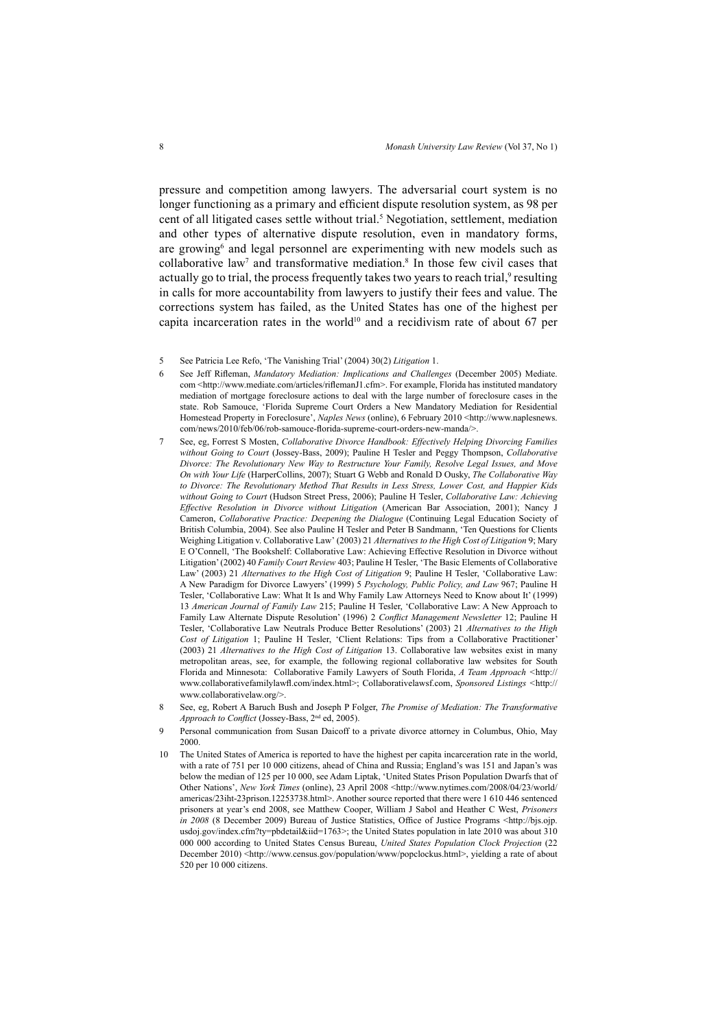pressure and competition among lawyers. The adversarial court system is no longer functioning as a primary and efficient dispute resolution system, as 98 per cent of all litigated cases settle without trial.[5] Negotiation, settlement, mediation and other types of alternative dispute resolution, even in mandatory forms, are growing[6] and legal personnel are experimenting with new models such as collaborative law[7] and transformative mediation.[8] In those few civil cases that actually go to trial, the process frequently takes two years to reach trial,[9] resulting in calls for more accountability from lawyers to justify their fees and value. The corrections system has failed, as the United States has one of the highest per capita incarceration rates in the world[10] and a recidivism rate of about 67 per

5 See Patricia Lee Refo, 'The Vanishing Trial' (2004) 30(2) *Litigation* 1.

6 See Jeff Rifleman, *Mandatory Mediation: Implications and Challenges* (December 2005) Mediate.com <http://www.mediate.com/articles/riflemanJ1.cfm>. For example, Florida has instituted mandatory mediation of mortgage foreclosure actions to deal with the large number of foreclosure cases in the state. Rob Samouce, 'Florida Supreme Court Orders a New Mandatory Mediation for Residential Homestead Property in Foreclosure', *Naples News* (online), 6 February 2010 <http://www.naplesnews.com/news/2010/feb/06/rob-samouce-florida-supreme-court-orders-new-manda/>.

7 See, eg, Forrest S Mosten, *Collaborative Divorce Handbook: Effectively Helping Divorcing Families without Going to Court* (Jossey-Bass, 2009); Pauline H Tesler and Peggy Thompson, *Collaborative Divorce: The Revolutionary New Way to Restructure Your Family, Resolve Legal Issues, and Move On with Your Life* (HarperCollins, 2007); Stuart G Webb and Ronald D Ousky, *The Collaborative Way to Divorce: The Revolutionary Method That Results in Less Stress, Lower Cost, and Happier Kids without Going to Court* (Hudson Street Press, 2006); Pauline H Tesler, *Collaborative Law: Achieving Effective Resolution in Divorce without Litigation* (American Bar Association, 2001); Nancy J Cameron, *Collaborative Practice: Deepening the Dialogue* (Continuing Legal Education Society of British Columbia, 2004). See also Pauline H Tesler and Peter B Sandmann, 'Ten Questions for Clients Weighing Litigation v. Collaborative Law' (2003) 21 *Alternatives to the High Cost of Litigation* 9; Mary E O'Connell, 'The Bookshelf: Collaborative Law: Achieving Effective Resolution in Divorce without Litigation' (2002) 40 *Family Court Review* 403; Pauline H Tesler, 'The Basic Elements of Collaborative Law' (2003) 21 *Alternatives to the High Cost of Litigation* 9; Pauline H Tesler, 'Collaborative Law: A New Paradigm for Divorce Lawyers' (1999) 5 *Psychology, Public Policy, and Law* 967; Pauline H Tesler, 'Collaborative Law: What It Is and Why Family Law Attorneys Need to Know about It' (1999) 13 *American Journal of Family Law* 215; Pauline H Tesler, 'Collaborative Law: A New Approach to Family Law Alternate Dispute Resolution' (1996) 2 *Conflict Management Newsletter* 12; Pauline H Tesler, 'Collaborative Law Neutrals Produce Better Resolutions' (2003) 21 *Alternatives to the High Cost of Litigation* 1; Pauline H Tesler, 'Client Relations: Tips from a Collaborative Practitioner' (2003) 21 *Alternatives to the High Cost of Litigation* 13. Collaborative law websites exist in many metropolitan areas, see, for example, the following regional collaborative law websites for South Florida and Minnesota: Collaborative Family Lawyers of South Florida, *A Team Approach* <http://www.collaborativefamilylawfl.com/index.html>; Collaborativelawsf.com, *Sponsored Listings* <http://www.collaborativelaw.org/>.

8 See, eg, Robert A Baruch Bush and Joseph P Folger, *The Promise of Mediation: The Transformative Approach to Conflict* (Jossey-Bass, 2nd ed, 2005).

9 Personal communication from Susan Daicoff to a private divorce attorney in Columbus, Ohio, May 2000.

10 The United States of America is reported to have the highest per capita incarceration rate in the world, with a rate of 751 per 10 000 citizens, ahead of China and Russia; England's was 151 and Japan's was below the median of 125 per 10 000, see Adam Liptak, 'United States Prison Population Dwarfs that of Other Nations', *New York Times* (online), 23 April 2008 <http://www.nytimes.com/2008/04/23/world/americas/23iht-23prison.12253738.html>. Another source reported that there were 1 610 446 sentenced prisoners at year's end 2008, see Matthew Cooper, William J Sabol and Heather C West, *Prisoners in 2008* (8 December 2009) Bureau of Justice Statistics, Office of Justice Programs <http://bjs.ojp.usdoj.gov/index.cfm?ty=pbdetail&iid=1763>; the United States population in late 2010 was about 310 000 000 according to United States Census Bureau, *United States Population Clock Projection* (22 December 2010) <http://www.census.gov/population/www/popclockus.html>, yielding a rate of about 520 per 10 000 citizens.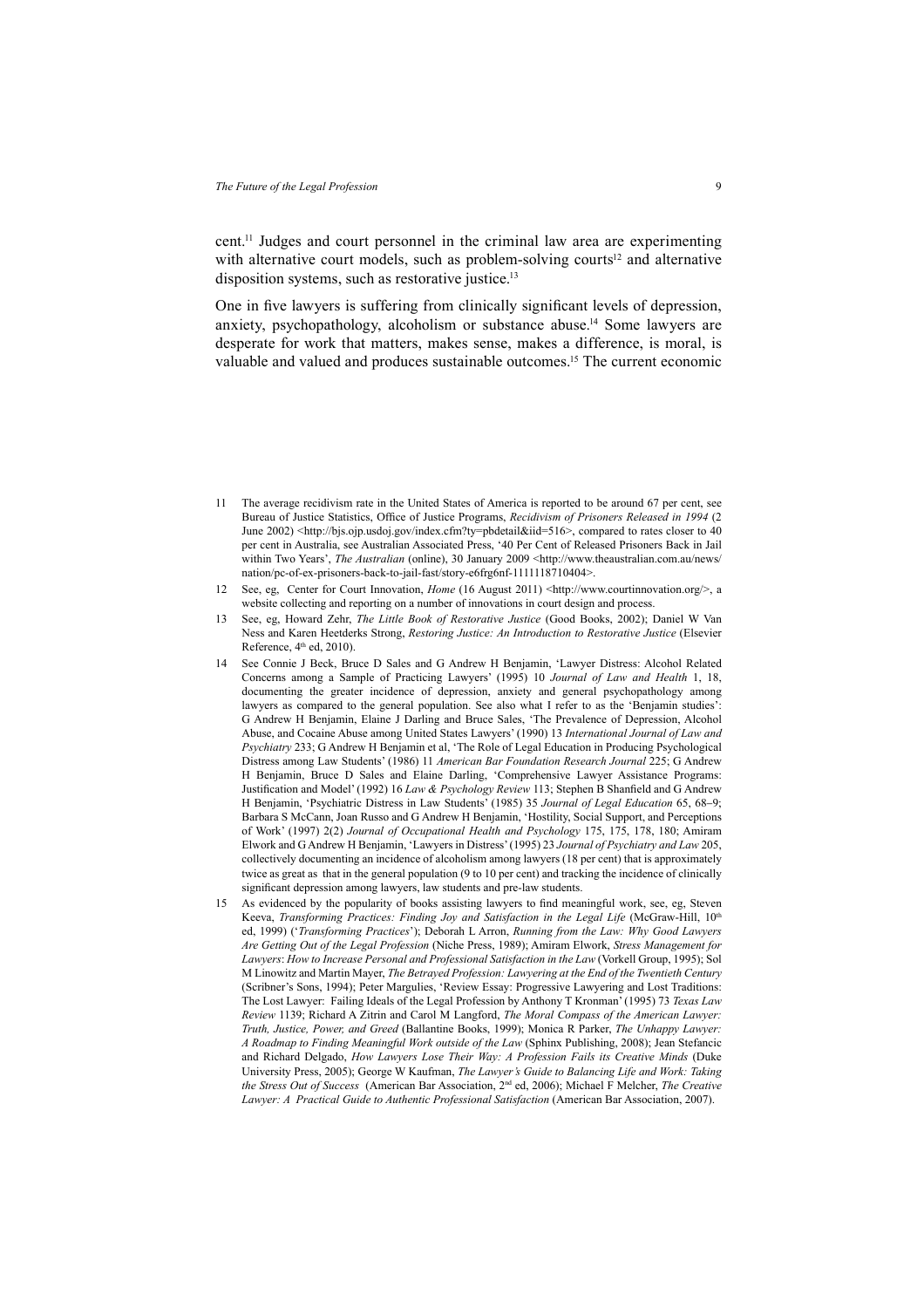cent.[11] Judges and court personnel in the criminal law area are experimenting with alternative court models, such as problem-solving courts[12] and alternative disposition systems, such as restorative justice.[13]

One in five lawyers is suffering from clinically significant levels of depression, anxiety, psychopathology, alcoholism or substance abuse.[14] Some lawyers are desperate for work that matters, makes sense, makes a difference, is moral, is valuable and valued and produces sustainable outcomes.[15] The current economic

---

11 The average recidivism rate in the United States of America is reported to be around 67 per cent, see Bureau of Justice Statistics, Office of Justice Programs, *Recidivism of Prisoners Released in 1994* (2 June 2002) <http://bjs.ojp.usdoj.gov/index.cfm?ty=pbdetail&iid=516>, compared to rates closer to 40 per cent in Australia, see Australian Associated Press, '40 Per Cent of Released Prisoners Back in Jail within Two Years', *The Australian* (online), 30 January 2009 <http://www.theaustralian.com.au/news/nation/pc-of-ex-prisoners-back-to-jail-fast/story-e6frg6nf-1111118710404>.

12 See, eg, Center for Court Innovation, *Home* (16 August 2011) <http://www.courtinnovation.org/>, a website collecting and reporting on a number of innovations in court design and process.

13 See, eg, Howard Zehr, *The Little Book of Restorative Justice* (Good Books, 2002); Daniel W Van Ness and Karen Heetderks Strong, *Restoring Justice: An Introduction to Restorative Justice* (Elsevier Reference, 4th ed, 2010).

14 See Connie J Beck, Bruce D Sales and G Andrew H Benjamin, 'Lawyer Distress: Alcohol Related Concerns among a Sample of Practicing Lawyers' (1995) 10 *Journal of Law and Health* 1, 18, documenting the greater incidence of depression, anxiety and general psychopathology among lawyers as compared to the general population. See also what I refer to as the 'Benjamin studies': G Andrew H Benjamin, Elaine J Darling and Bruce Sales, 'The Prevalence of Depression, Alcohol Abuse, and Cocaine Abuse among United States Lawyers' (1990) 13 *International Journal of Law and Psychiatry* 233; G Andrew H Benjamin et al, 'The Role of Legal Education in Producing Psychological Distress among Law Students' (1986) 11 *American Bar Foundation Research Journal* 225; G Andrew H Benjamin, Bruce D Sales and Elaine Darling, 'Comprehensive Lawyer Assistance Programs: Justification and Model' (1992) 16 *Law & Psychology Review* 113; Stephen B Shanfield and G Andrew H Benjamin, 'Psychiatric Distress in Law Students' (1985) 35 *Journal of Legal Education* 65, 68–9; Barbara S McCann, Joan Russo and G Andrew H Benjamin, 'Hostility, Social Support, and Perceptions of Work' (1997) 2(2) *Journal of Occupational Health and Psychology* 175, 175, 178, 180; Amiram Elwork and G Andrew H Benjamin, 'Lawyers in Distress' (1995) 23 *Journal of Psychiatry and Law* 205, collectively documenting an incidence of alcoholism among lawyers (18 per cent) that is approximately twice as great as that in the general population (9 to 10 per cent) and tracking the incidence of clinically significant depression among lawyers, law students and pre-law students.

15 As evidenced by the popularity of books assisting lawyers to find meaningful work, see, eg, Steven Keeva, *Transforming Practices: Finding Joy and Satisfaction in the Legal Life* (McGraw-Hill, 10th ed, 1999) ('*Transforming Practices*'); Deborah L Arron, *Running from the Law: Why Good Lawyers Are Getting Out of the Legal Profession* (Niche Press, 1989); Amiram Elwork, *Stress Management for Lawyers*: *How to Increase Personal and Professional Satisfaction in the Law* (Vorkell Group, 1995); Sol M Linowitz and Martin Mayer, *The Betrayed Profession: Lawyering at the End of the Twentieth Century* (Scribner's Sons, 1994); Peter Margulies, 'Review Essay: Progressive Lawyering and Lost Traditions: The Lost Lawyer: Failing Ideals of the Legal Profession by Anthony T Kronman' (1995) 73 *Texas Law Review* 1139; Richard A Zitrin and Carol M Langford, *The Moral Compass of the American Lawyer: Truth, Justice, Power, and Greed* (Ballantine Books, 1999); Monica R Parker, *The Unhappy Lawyer: A Roadmap to Finding Meaningful Work outside of the Law* (Sphinx Publishing, 2008); Jean Stefancic and Richard Delgado, *How Lawyers Lose Their Way: A Profession Fails its Creative Minds* (Duke University Press, 2005); George W Kaufman, *The Lawyer's Guide to Balancing Life and Work: Taking the Stress Out of Success* (American Bar Association, 2nd ed, 2006); Michael F Melcher, *The Creative Lawyer: A Practical Guide to Authentic Professional Satisfaction* (American Bar Association, 2007).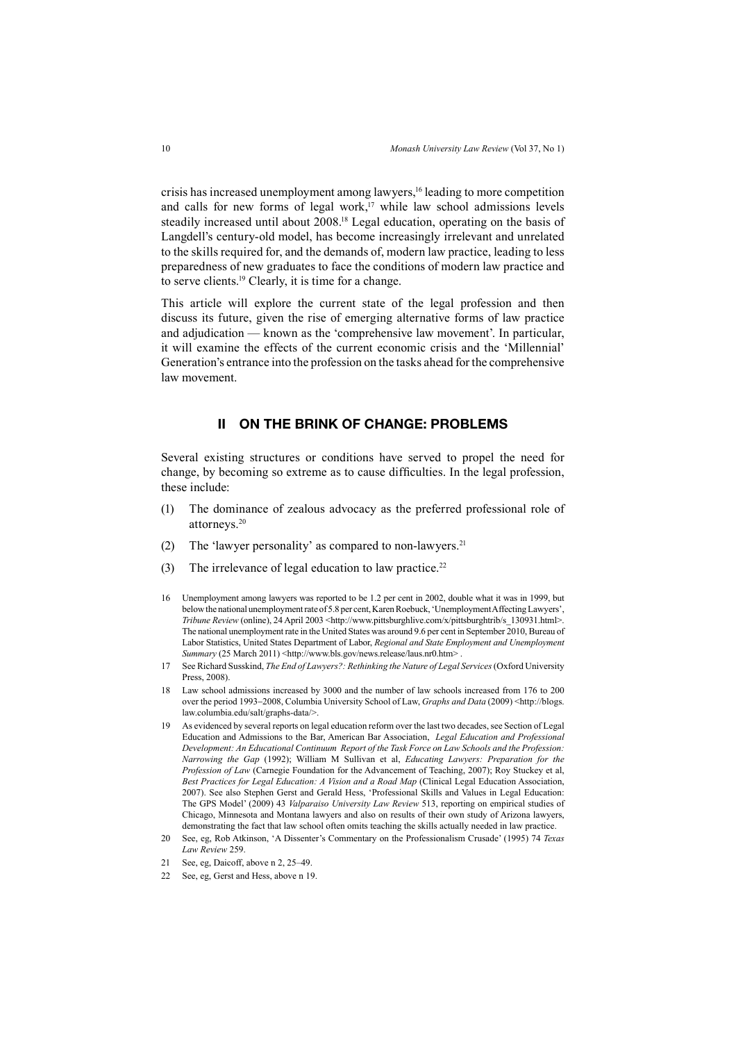crisis has increased unemployment among lawyers,[16] leading to more competition and calls for new forms of legal work,[17] while law school admissions levels steadily increased until about 2008.[18] Legal education, operating on the basis of Langdell's century-old model, has become increasingly irrelevant and unrelated to the skills required for, and the demands of, modern law practice, leading to less preparedness of new graduates to face the conditions of modern law practice and to serve clients.[19] Clearly, it is time for a change.

This article will explore the current state of the legal profession and then discuss its future, given the rise of emerging alternative forms of law practice and adjudication — known as the 'comprehensive law movement'. In particular, it will examine the effects of the current economic crisis and the 'Millennial' Generation's entrance into the profession on the tasks ahead for the comprehensive law movement.

## II ON THE BRINK OF CHANGE: PROBLEMS

Several existing structures or conditions have served to propel the need for change, by becoming so extreme as to cause difficulties. In the legal profession, these include:

(1) The dominance of zealous advocacy as the preferred professional role of attorneys.[20]

(2) The 'lawyer personality' as compared to non-lawyers.[21]

(3) The irrelevance of legal education to law practice.[22]

---

16 Unemployment among lawyers was reported to be 1.2 per cent in 2002, double what it was in 1999, but below the national unemployment rate of 5.8 per cent, Karen Roebuck, 'Unemployment Affecting Lawyers', *Tribune Review* (online), 24 April 2003 <http://www.pittsburghlive.com/x/pittsburghtrib/s_130931.html>. The national unemployment rate in the United States was around 9.6 per cent in September 2010, Bureau of Labor Statistics, United States Department of Labor, *Regional and State Employment and Unemployment Summary* (25 March 2011) <http://www.bls.gov/news.release/laus.nr0.htm> .

17 See Richard Susskind, *The End of Lawyers?: Rethinking the Nature of Legal Services* (Oxford University Press, 2008).

18 Law school admissions increased by 3000 and the number of law schools increased from 176 to 200 over the period 1993–2008, Columbia University School of Law, *Graphs and Data* (2009) <http://blogs.law.columbia.edu/salt/graphs-data/>.

19 As evidenced by several reports on legal education reform over the last two decades, see Section of Legal Education and Admissions to the Bar, American Bar Association, *Legal Education and Professional Development: An Educational Continuum Report of the Task Force on Law Schools and the Profession: Narrowing the Gap* (1992); William M Sullivan et al, *Educating Lawyers: Preparation for the Profession of Law* (Carnegie Foundation for the Advancement of Teaching, 2007); Roy Stuckey et al, *Best Practices for Legal Education: A Vision and a Road Map* (Clinical Legal Education Association, 2007). See also Stephen Gerst and Gerald Hess, 'Professional Skills and Values in Legal Education: The GPS Model' (2009) 43 *Valparaiso University Law Review* 513, reporting on empirical studies of Chicago, Minnesota and Montana lawyers and also on results of their own study of Arizona lawyers, demonstrating the fact that law school often omits teaching the skills actually needed in law practice.

20 See, eg, Rob Atkinson, 'A Dissenter's Commentary on the Professionalism Crusade' (1995) 74 *Texas Law Review* 259.

21 See, eg, Daicoff, above n 2, 25–49.

22 See, eg, Gerst and Hess, above n 19.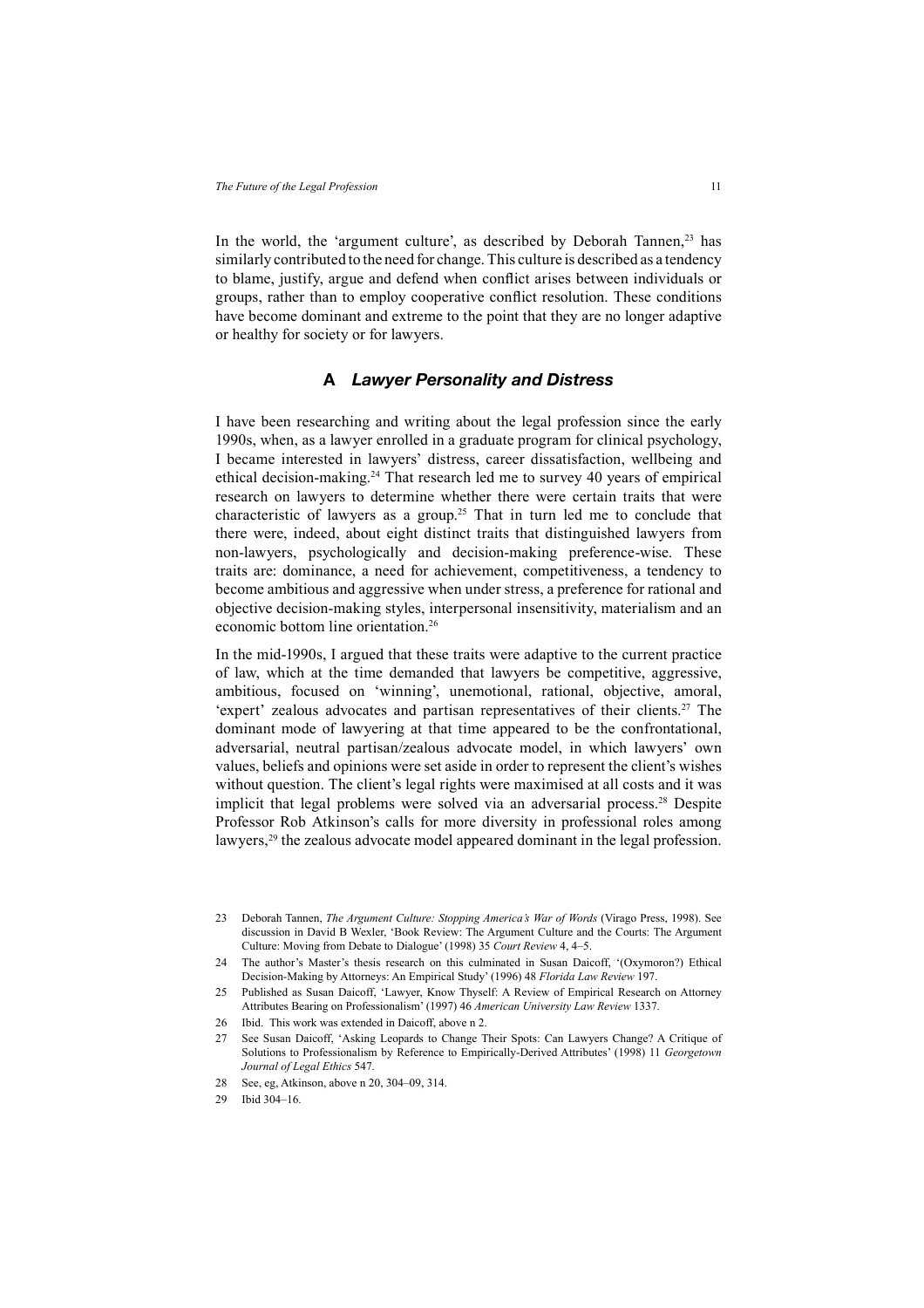In the world, the 'argument culture', as described by Deborah Tannen,[23] has similarly contributed to the need for change. This culture is described as a tendency to blame, justify, argue and defend when conflict arises between individuals or groups, rather than to employ cooperative conflict resolution. These conditions have become dominant and extreme to the point that they are no longer adaptive or healthy for society or for lawyers.

### A *Lawyer Personality and Distress*

I have been researching and writing about the legal profession since the early 1990s, when, as a lawyer enrolled in a graduate program for clinical psychology, I became interested in lawyers' distress, career dissatisfaction, wellbeing and ethical decision-making.[24] That research led me to survey 40 years of empirical research on lawyers to determine whether there were certain traits that were characteristic of lawyers as a group.[25] That in turn led me to conclude that there were, indeed, about eight distinct traits that distinguished lawyers from non-lawyers, psychologically and decision-making preference-wise. These traits are: dominance, a need for achievement, competitiveness, a tendency to become ambitious and aggressive when under stress, a preference for rational and objective decision-making styles, interpersonal insensitivity, materialism and an economic bottom line orientation.[26]

In the mid-1990s, I argued that these traits were adaptive to the current practice of law, which at the time demanded that lawyers be competitive, aggressive, ambitious, focused on 'winning', unemotional, rational, objective, amoral, 'expert' zealous advocates and partisan representatives of their clients.[27] The dominant mode of lawyering at that time appeared to be the confrontational, adversarial, neutral partisan/zealous advocate model, in which lawyers' own values, beliefs and opinions were set aside in order to represent the client's wishes without question. The client's legal rights were maximised at all costs and it was implicit that legal problems were solved via an adversarial process.[28] Despite Professor Rob Atkinson's calls for more diversity in professional roles among lawyers,[29] the zealous advocate model appeared dominant in the legal profession.

---

23 Deborah Tannen, *The Argument Culture: Stopping America's War of Words* (Virago Press, 1998). See discussion in David B Wexler, 'Book Review: The Argument Culture and the Courts: The Argument Culture: Moving from Debate to Dialogue' (1998) 35 *Court Review* 4, 4–5.

24 The author's Master's thesis research on this culminated in Susan Daicoff, '(Oxymoron?) Ethical Decision-Making by Attorneys: An Empirical Study' (1996) 48 *Florida Law Review* 197.

25 Published as Susan Daicoff, 'Lawyer, Know Thyself: A Review of Empirical Research on Attorney Attributes Bearing on Professionalism' (1997) 46 *American University Law Review* 1337.

26 Ibid. This work was extended in Daicoff, above n 2.

27 See Susan Daicoff, 'Asking Leopards to Change Their Spots: Can Lawyers Change? A Critique of Solutions to Professionalism by Reference to Empirically-Derived Attributes' (1998) 11 *Georgetown Journal of Legal Ethics* 547.

28 See, eg, Atkinson, above n 20, 304–09, 314.

29 Ibid 304–16.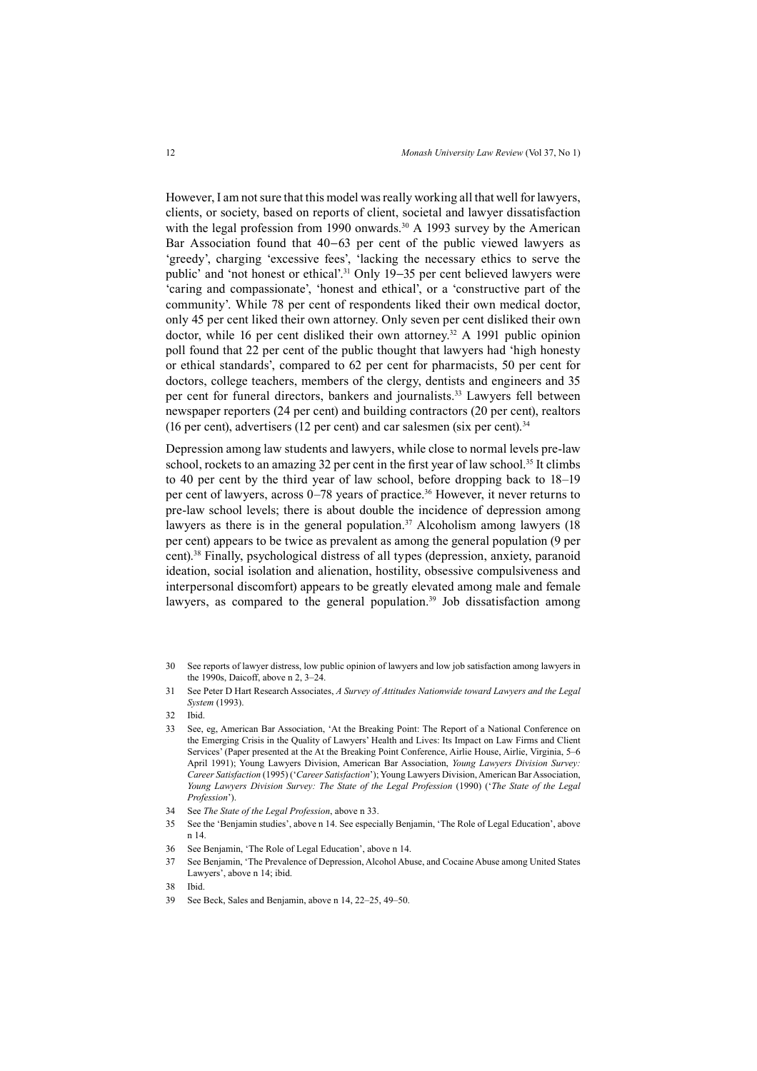However, I am not sure that this model was really working all that well for lawyers, clients, or society, based on reports of client, societal and lawyer dissatisfaction with the legal profession from 1990 onwards.[30] A 1993 survey by the American Bar Association found that 40–63 per cent of the public viewed lawyers as 'greedy', charging 'excessive fees', 'lacking the necessary ethics to serve the public' and 'not honest or ethical'.[31] Only 19–35 per cent believed lawyers were 'caring and compassionate', 'honest and ethical', or a 'constructive part of the community'. While 78 per cent of respondents liked their own medical doctor, only 45 per cent liked their own attorney. Only seven per cent disliked their own doctor, while 16 per cent disliked their own attorney.[32] A 1991 public opinion poll found that 22 per cent of the public thought that lawyers had 'high honesty or ethical standards', compared to 62 per cent for pharmacists, 50 per cent for doctors, college teachers, members of the clergy, dentists and engineers and 35 per cent for funeral directors, bankers and journalists.[33] Lawyers fell between newspaper reporters (24 per cent) and building contractors (20 per cent), realtors (16 per cent), advertisers (12 per cent) and car salesmen (six per cent).[34]

Depression among law students and lawyers, while close to normal levels pre-law school, rockets to an amazing 32 per cent in the first year of law school.[35] It climbs to 40 per cent by the third year of law school, before dropping back to 18–19 per cent of lawyers, across 0–78 years of practice.[36] However, it never returns to pre-law school levels; there is about double the incidence of depression among lawyers as there is in the general population.[37] Alcoholism among lawyers (18 per cent) appears to be twice as prevalent as among the general population (9 per cent).[38] Finally, psychological distress of all types (depression, anxiety, paranoid ideation, social isolation and alienation, hostility, obsessive compulsiveness and interpersonal discomfort) appears to be greatly elevated among male and female lawyers, as compared to the general population.[39] Job dissatisfaction among

---

30 See reports of lawyer distress, low public opinion of lawyers and low job satisfaction among lawyers in the 1990s, Daicoff, above n 2, 3–24.

31 See Peter D Hart Research Associates, *A Survey of Attitudes Nationwide toward Lawyers and the Legal System* (1993).

32 Ibid.

33 See, eg, American Bar Association, 'At the Breaking Point: The Report of a National Conference on the Emerging Crisis in the Quality of Lawyers' Health and Lives: Its Impact on Law Firms and Client Services' (Paper presented at the At the Breaking Point Conference, Airlie House, Airlie, Virginia, 5–6 April 1991); Young Lawyers Division, American Bar Association, *Young Lawyers Division Survey: Career Satisfaction* (1995) ('*Career Satisfaction*'); Young Lawyers Division, American Bar Association, *Young Lawyers Division Survey: The State of the Legal Profession* (1990) ('*The State of the Legal Profession*').

34 See *The State of the Legal Profession*, above n 33.

35 See the 'Benjamin studies', above n 14. See especially Benjamin, 'The Role of Legal Education', above n 14.

36 See Benjamin, 'The Role of Legal Education', above n 14.

37 See Benjamin, 'The Prevalence of Depression, Alcohol Abuse, and Cocaine Abuse among United States Lawyers', above n 14; ibid.

38 Ibid.

39 See Beck, Sales and Benjamin, above n 14, 22–25, 49–50.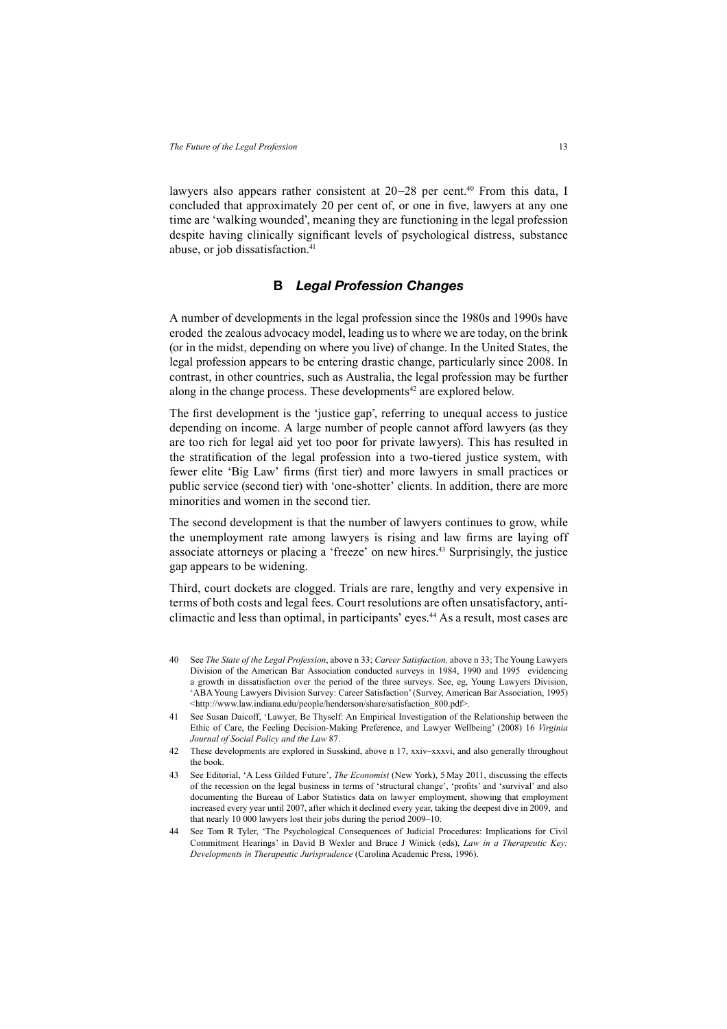lawyers also appears rather consistent at 20–28 per cent.[40] From this data, I concluded that approximately 20 per cent of, or one in five, lawyers at any one time are 'walking wounded', meaning they are functioning in the legal profession despite having clinically significant levels of psychological distress, substance abuse, or job dissatisfaction.[41]

## B *Legal Profession Changes*

A number of developments in the legal profession since the 1980s and 1990s have eroded the zealous advocacy model, leading us to where we are today, on the brink (or in the midst, depending on where you live) of change. In the United States, the legal profession appears to be entering drastic change, particularly since 2008. In contrast, in other countries, such as Australia, the legal profession may be further along in the change process. These developments[42] are explored below.

The first development is the 'justice gap', referring to unequal access to justice depending on income. A large number of people cannot afford lawyers (as they are too rich for legal aid yet too poor for private lawyers). This has resulted in the stratification of the legal profession into a two-tiered justice system, with fewer elite 'Big Law' firms (first tier) and more lawyers in small practices or public service (second tier) with 'one-shotter' clients. In addition, there are more minorities and women in the second tier.

The second development is that the number of lawyers continues to grow, while the unemployment rate among lawyers is rising and law firms are laying off associate attorneys or placing a 'freeze' on new hires.[43] Surprisingly, the justice gap appears to be widening.

Third, court dockets are clogged. Trials are rare, lengthy and very expensive in terms of both costs and legal fees. Court resolutions are often unsatisfactory, anti-climactic and less than optimal, in participants' eyes.[44] As a result, most cases are

---

40 See *The State of the Legal Profession*, above n 33; *Career Satisfaction,* above n 33; The Young Lawyers Division of the American Bar Association conducted surveys in 1984, 1990 and 1995 evidencing a growth in dissatisfaction over the period of the three surveys. See, eg, Young Lawyers Division, 'ABA Young Lawyers Division Survey: Career Satisfaction' (Survey, American Bar Association, 1995) <http://www.law.indiana.edu/people/henderson/share/satisfaction_800.pdf>.

41 See Susan Daicoff, 'Lawyer, Be Thyself: An Empirical Investigation of the Relationship between the Ethic of Care, the Feeling Decision-Making Preference, and Lawyer Wellbeing' (2008) 16 *Virginia Journal of Social Policy and the Law* 87.

42 These developments are explored in Susskind, above n 17, xxiv–xxxvi, and also generally throughout the book.

43 See Editorial, 'A Less Gilded Future', *The Economist* (New York), 5 May 2011, discussing the effects of the recession on the legal business in terms of 'structural change', 'profits' and 'survival' and also documenting the Bureau of Labor Statistics data on lawyer employment, showing that employment increased every year until 2007, after which it declined every year, taking the deepest dive in 2009, and that nearly 10 000 lawyers lost their jobs during the period 2009–10.

44 See Tom R Tyler, 'The Psychological Consequences of Judicial Procedures: Implications for Civil Commitment Hearings' in David B Wexler and Bruce J Winick (eds), *Law in a Therapeutic Key: Developments in Therapeutic Jurisprudence* (Carolina Academic Press, 1996).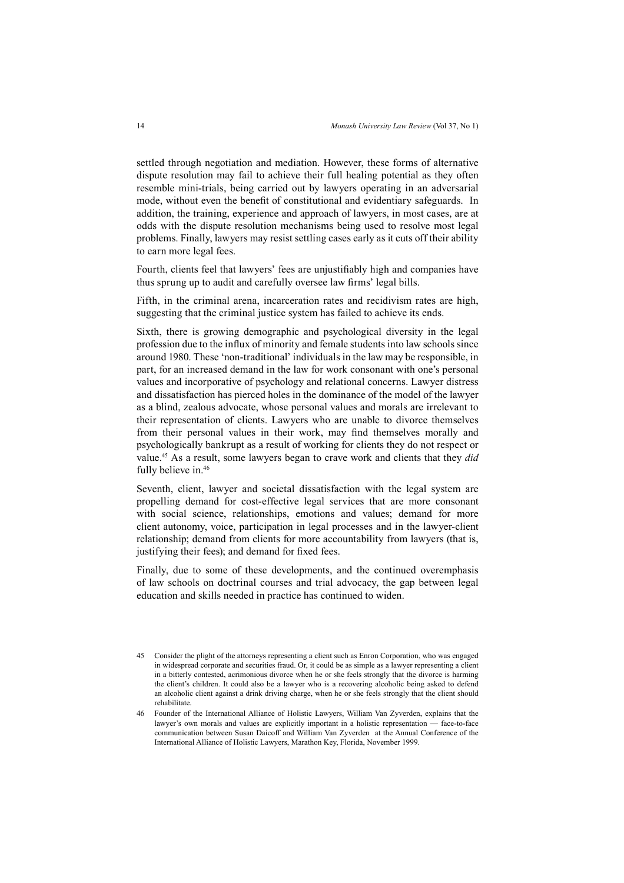settled through negotiation and mediation. However, these forms of alternative dispute resolution may fail to achieve their full healing potential as they often resemble mini-trials, being carried out by lawyers operating in an adversarial mode, without even the benefit of constitutional and evidentiary safeguards. In addition, the training, experience and approach of lawyers, in most cases, are at odds with the dispute resolution mechanisms being used to resolve most legal problems. Finally, lawyers may resist settling cases early as it cuts off their ability to earn more legal fees.

Fourth, clients feel that lawyers' fees are unjustifiably high and companies have thus sprung up to audit and carefully oversee law firms' legal bills.

Fifth, in the criminal arena, incarceration rates and recidivism rates are high, suggesting that the criminal justice system has failed to achieve its ends.

Sixth, there is growing demographic and psychological diversity in the legal profession due to the influx of minority and female students into law schools since around 1980. These 'non-traditional' individuals in the law may be responsible, in part, for an increased demand in the law for work consonant with one's personal values and incorporative of psychology and relational concerns. Lawyer distress and dissatisfaction has pierced holes in the dominance of the model of the lawyer as a blind, zealous advocate, whose personal values and morals are irrelevant to their representation of clients. Lawyers who are unable to divorce themselves from their personal values in their work, may find themselves morally and psychologically bankrupt as a result of working for clients they do not respect or value.[45] As a result, some lawyers began to crave work and clients that they *did* fully believe in.[46]

Seventh, client, lawyer and societal dissatisfaction with the legal system are propelling demand for cost-effective legal services that are more consonant with social science, relationships, emotions and values; demand for more client autonomy, voice, participation in legal processes and in the lawyer-client relationship; demand from clients for more accountability from lawyers (that is, justifying their fees); and demand for fixed fees.

Finally, due to some of these developments, and the continued overemphasis of law schools on doctrinal courses and trial advocacy, the gap between legal education and skills needed in practice has continued to widen.

45 Consider the plight of the attorneys representing a client such as Enron Corporation, who was engaged in widespread corporate and securities fraud. Or, it could be as simple as a lawyer representing a client in a bitterly contested, acrimonious divorce when he or she feels strongly that the divorce is harming the client's children. It could also be a lawyer who is a recovering alcoholic being asked to defend an alcoholic client against a drink driving charge, when he or she feels strongly that the client should rehabilitate.

46 Founder of the International Alliance of Holistic Lawyers, William Van Zyverden, explains that the lawyer's own morals and values are explicitly important in a holistic representation — face-to-face communication between Susan Daicoff and William Van Zyverden at the Annual Conference of the International Alliance of Holistic Lawyers, Marathon Key, Florida, November 1999.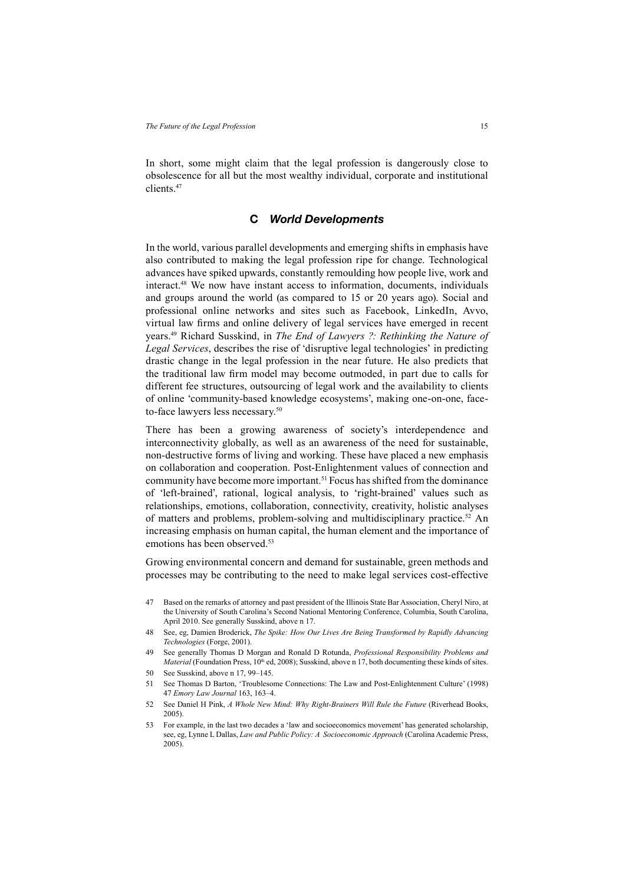In short, some might claim that the legal profession is dangerously close to obsolescence for all but the most wealthy individual, corporate and institutional clients.[47]

## C *World Developments*

In the world, various parallel developments and emerging shifts in emphasis have also contributed to making the legal profession ripe for change. Technological advances have spiked upwards, constantly remoulding how people live, work and interact.[48] We now have instant access to information, documents, individuals and groups around the world (as compared to 15 or 20 years ago). Social and professional online networks and sites such as Facebook, LinkedIn, Avvo, virtual law firms and online delivery of legal services have emerged in recent years.[49] Richard Susskind, in *The End of Lawyers ?: Rethinking the Nature of Legal Services*, describes the rise of 'disruptive legal technologies' in predicting drastic change in the legal profession in the near future. He also predicts that the traditional law firm model may become outmoded, in part due to calls for different fee structures, outsourcing of legal work and the availability to clients of online 'community-based knowledge ecosystems', making one-on-one, face-to-face lawyers less necessary.[50]

There has been a growing awareness of society's interdependence and interconnectivity globally, as well as an awareness of the need for sustainable, non-destructive forms of living and working. These have placed a new emphasis on collaboration and cooperation. Post-Enlightenment values of connection and community have become more important.[51] Focus has shifted from the dominance of 'left-brained', rational, logical analysis, to 'right-brained' values such as relationships, emotions, collaboration, connectivity, creativity, holistic analyses of matters and problems, problem-solving and multidisciplinary practice.[52] An increasing emphasis on human capital, the human element and the importance of emotions has been observed.[53]

Growing environmental concern and demand for sustainable, green methods and processes may be contributing to the need to make legal services cost-effective

---

47 Based on the remarks of attorney and past president of the Illinois State Bar Association, Cheryl Niro, at the University of South Carolina's Second National Mentoring Conference, Columbia, South Carolina, April 2010. See generally Susskind, above n 17.

48 See, eg, Damien Broderick, *The Spike: How Our Lives Are Being Transformed by Rapidly Advancing Technologies* (Forge, 2001).

49 See generally Thomas D Morgan and Ronald D Rotunda, *Professional Responsibility Problems and Material* (Foundation Press, 10th ed, 2008); Susskind, above n 17, both documenting these kinds of sites.

50 See Susskind, above n 17, 99–145.

51 See Thomas D Barton, 'Troublesome Connections: The Law and Post-Enlightenment Culture' (1998) 47 *Emory Law Journal* 163, 163–4.

52 See Daniel H Pink, *A Whole New Mind: Why Right-Brainers Will Rule the Future* (Riverhead Books, 2005).

53 For example, in the last two decades a 'law and socioeconomics movement' has generated scholarship, see, eg, Lynne L Dallas, *Law and Public Policy: A Socioeconomic Approach* (Carolina Academic Press, 2005).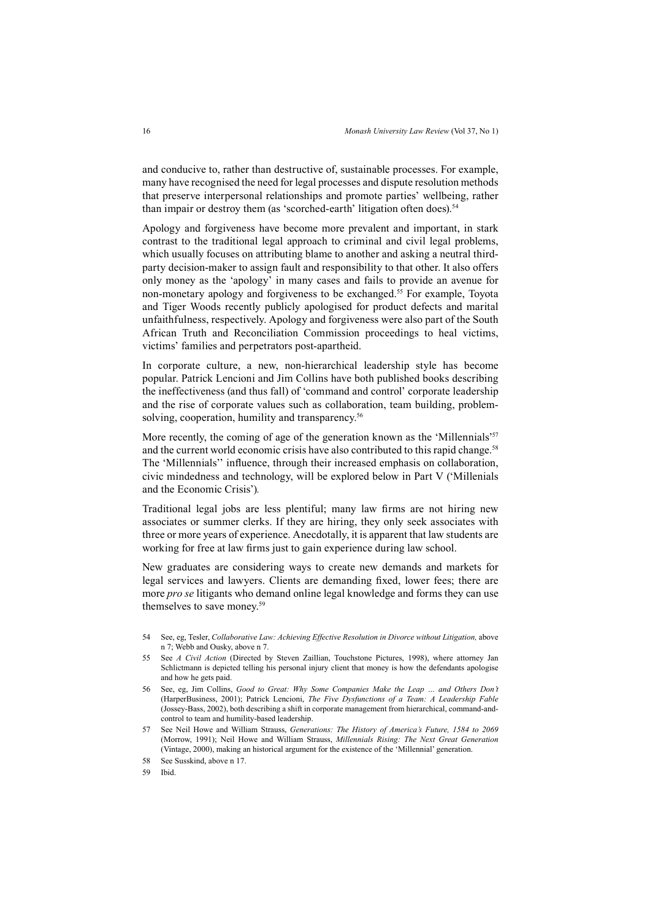and conducive to, rather than destructive of, sustainable processes. For example, many have recognised the need for legal processes and dispute resolution methods that preserve interpersonal relationships and promote parties' wellbeing, rather than impair or destroy them (as 'scorched-earth' litigation often does).[54]

Apology and forgiveness have become more prevalent and important, in stark contrast to the traditional legal approach to criminal and civil legal problems, which usually focuses on attributing blame to another and asking a neutral third-party decision-maker to assign fault and responsibility to that other. It also offers only money as the 'apology' in many cases and fails to provide an avenue for non-monetary apology and forgiveness to be exchanged.[55] For example, Toyota and Tiger Woods recently publicly apologised for product defects and marital unfaithfulness, respectively. Apology and forgiveness were also part of the South African Truth and Reconciliation Commission proceedings to heal victims, victims' families and perpetrators post-apartheid.

In corporate culture, a new, non-hierarchical leadership style has become popular. Patrick Lencioni and Jim Collins have both published books describing the ineffectiveness (and thus fall) of 'command and control' corporate leadership and the rise of corporate values such as collaboration, team building, problem-solving, cooperation, humility and transparency.[56]

More recently, the coming of age of the generation known as the 'Millennials'[57] and the current world economic crisis have also contributed to this rapid change.[58] The 'Millennials'' influence, through their increased emphasis on collaboration, civic mindedness and technology, will be explored below in Part V ('Millenials and the Economic Crisis').

Traditional legal jobs are less plentiful; many law firms are not hiring new associates or summer clerks. If they are hiring, they only seek associates with three or more years of experience. Anecdotally, it is apparent that law students are working for free at law firms just to gain experience during law school.

New graduates are considering ways to create new demands and markets for legal services and lawyers. Clients are demanding fixed, lower fees; there are more *pro se* litigants who demand online legal knowledge and forms they can use themselves to save money.[59]

---

54 See, eg, Tesler, *Collaborative Law: Achieving Effective Resolution in Divorce without Litigation,* above n 7; Webb and Ousky, above n 7.

55 See *A Civil Action* (Directed by Steven Zaillian, Touchstone Pictures, 1998), where attorney Jan Schlictmann is depicted telling his personal injury client that money is how the defendants apologise and how he gets paid.

56 See, eg, Jim Collins, *Good to Great: Why Some Companies Make the Leap … and Others Don't* (HarperBusiness, 2001); Patrick Lencioni, *The Five Dysfunctions of a Team: A Leadership Fable* (Jossey-Bass, 2002), both describing a shift in corporate management from hierarchical, command-and-control to team and humility-based leadership.

57 See Neil Howe and William Strauss, *Generations: The History of America's Future, 1584 to 2069* (Morrow, 1991); Neil Howe and William Strauss, *Millennials Rising: The Next Great Generation* (Vintage, 2000), making an historical argument for the existence of the 'Millennial' generation.

58 See Susskind, above n 17.

59 Ibid.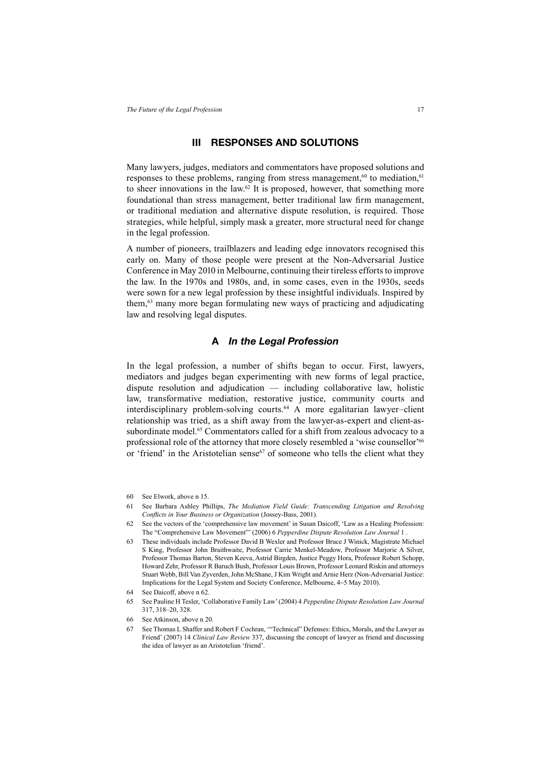## III RESPONSES AND SOLUTIONS

Many lawyers, judges, mediators and commentators have proposed solutions and responses to these problems, ranging from stress management,[60] to mediation,[61] to sheer innovations in the law.[62] It is proposed, however, that something more foundational than stress management, better traditional law firm management, or traditional mediation and alternative dispute resolution, is required. Those strategies, while helpful, simply mask a greater, more structural need for change in the legal profession.

A number of pioneers, trailblazers and leading edge innovators recognised this early on. Many of those people were present at the Non-Adversarial Justice Conference in May 2010 in Melbourne, continuing their tireless efforts to improve the law. In the 1970s and 1980s, and, in some cases, even in the 1930s, seeds were sown for a new legal profession by these insightful individuals. Inspired by them,[63] many more began formulating new ways of practicing and adjudicating law and resolving legal disputes.

### A *In the Legal Profession*

In the legal profession, a number of shifts began to occur. First, lawyers, mediators and judges began experimenting with new forms of legal practice, dispute resolution and adjudication — including collaborative law, holistic law, transformative mediation, restorative justice, community courts and interdisciplinary problem-solving courts.[64] A more egalitarian lawyer–client relationship was tried, as a shift away from the lawyer-as-expert and client-as-subordinate model.[65] Commentators called for a shift from zealous advocacy to a professional role of the attorney that more closely resembled a 'wise counsellor'[66] or 'friend' in the Aristotelian sense[67] of someone who tells the client what they

---

60 See Elwork, above n 15.

61 See Barbara Ashley Phillips, *The Mediation Field Guide: Transcending Litigation and Resolving Conflicts in Your Business or Organization* (Jossey-Bass, 2001).

62 See the vectors of the 'comprehensive law movement' in Susan Daicoff, 'Law as a Healing Profession: The "Comprehensive Law Movement"' (2006) 6 *Pepperdine Dispute Resolution Law Journal* 1 .

63 These individuals include Professor David B Wexler and Professor Bruce J Winick, Magistrate Michael S King, Professor John Braithwaite, Professor Carrie Menkel-Meadow, Professor Marjorie A Silver, Professor Thomas Barton, Steven Keeva, Astrid Birgden, Justice Peggy Hora, Professor Robert Schopp, Howard Zehr, Professor R Baruch Bush, Professor Louis Brown, Professor Leonard Riskin and attorneys Stuart Webb, Bill Van Zyverden, John McShane, J Kim Wright and Arnie Herz (Non-Adversarial Justice: Implications for the Legal System and Society Conference, Melbourne, 4–5 May 2010).

64 See Daicoff, above n 62.

65 See Pauline H Tesler, 'Collaborative Family Law' (2004) 4 *Pepperdine Dispute Resolution Law Journal* 317, 318–20, 328.

66 See Atkinson, above n 20.

67 See Thomas L Shaffer and Robert F Cochran, '"Technical" Defenses: Ethics, Morals, and the Lawyer as Friend' (2007) 14 *Clinical Law Review* 337, discussing the concept of lawyer as friend and discussing the idea of lawyer as an Aristotelian 'friend'.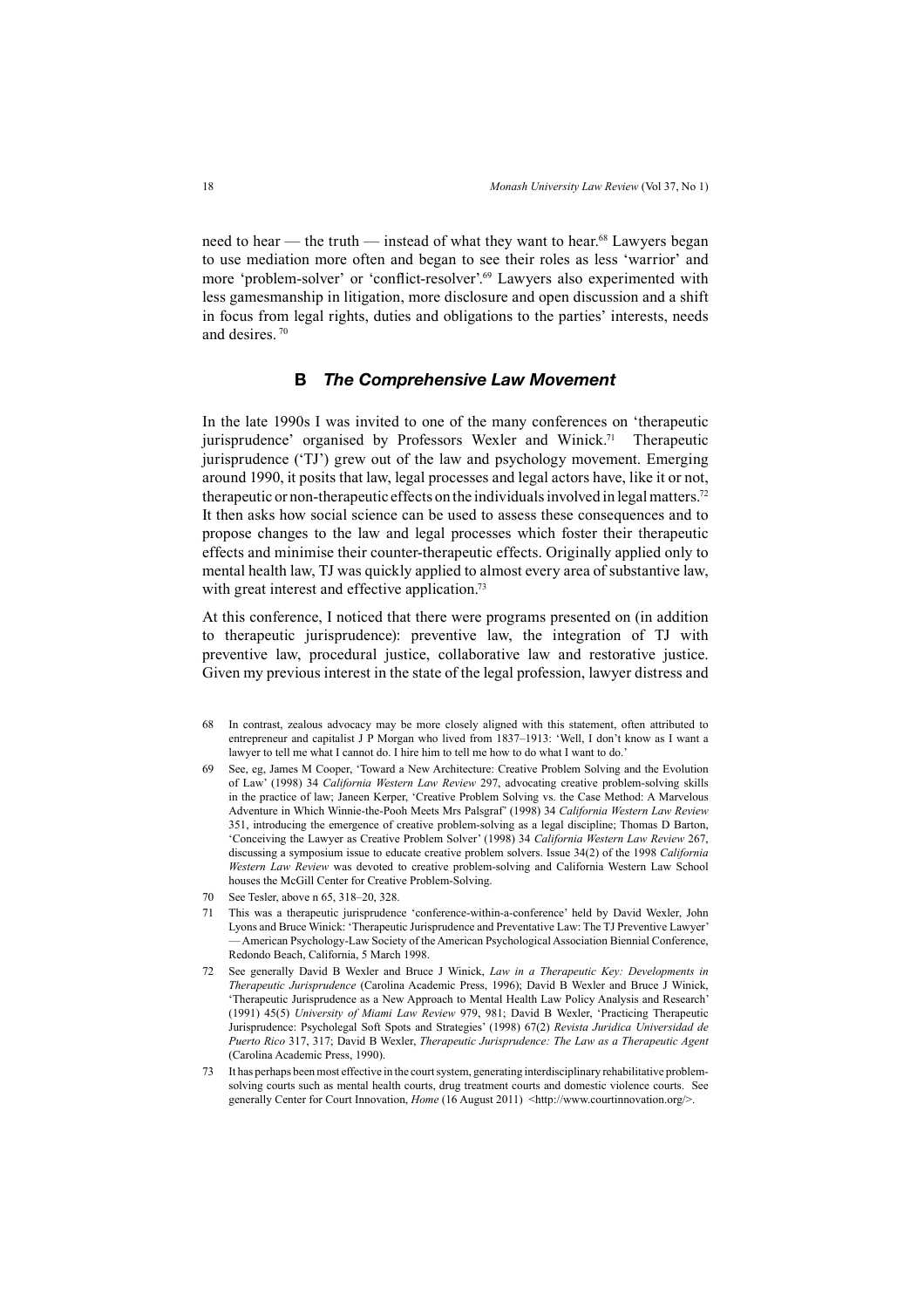need to hear — the truth — instead of what they want to hear.[68] Lawyers began to use mediation more often and began to see their roles as less 'warrior' and more 'problem-solver' or 'conflict-resolver'.[69] Lawyers also experimented with less gamesmanship in litigation, more disclosure and open discussion and a shift in focus from legal rights, duties and obligations to the parties' interests, needs and desires.[70]

## B *The Comprehensive Law Movement*

In the late 1990s I was invited to one of the many conferences on 'therapeutic jurisprudence' organised by Professors Wexler and Winick.[71] Therapeutic jurisprudence ('TJ') grew out of the law and psychology movement. Emerging around 1990, it posits that law, legal processes and legal actors have, like it or not, therapeutic or non-therapeutic effects on the individuals involved in legal matters.[72] It then asks how social science can be used to assess these consequences and to propose changes to the law and legal processes which foster their therapeutic effects and minimise their counter-therapeutic effects. Originally applied only to mental health law, TJ was quickly applied to almost every area of substantive law, with great interest and effective application.[73]

At this conference, I noticed that there were programs presented on (in addition to therapeutic jurisprudence): preventive law, the integration of TJ with preventive law, procedural justice, collaborative law and restorative justice. Given my previous interest in the state of the legal profession, lawyer distress and

---

68 In contrast, zealous advocacy may be more closely aligned with this statement, often attributed to entrepreneur and capitalist J P Morgan who lived from 1837–1913: 'Well, I don't know as I want a lawyer to tell me what I cannot do. I hire him to tell me how to do what I want to do.'

69 See, eg, James M Cooper, 'Toward a New Architecture: Creative Problem Solving and the Evolution of Law' (1998) 34 *California Western Law Review* 297, advocating creative problem-solving skills in the practice of law; Janeen Kerper, 'Creative Problem Solving vs. the Case Method: A Marvelous Adventure in Which Winnie-the-Pooh Meets Mrs Palsgraf' (1998) 34 *California Western Law Review* 351, introducing the emergence of creative problem-solving as a legal discipline; Thomas D Barton, 'Conceiving the Lawyer as Creative Problem Solver' (1998) 34 *California Western Law Review* 267, discussing a symposium issue to educate creative problem solvers. Issue 34(2) of the 1998 *California Western Law Review* was devoted to creative problem-solving and California Western Law School houses the McGill Center for Creative Problem-Solving.

70 See Tesler, above n 65, 318–20, 328.

71 This was a therapeutic jurisprudence 'conference-within-a-conference' held by David Wexler, John Lyons and Bruce Winick: 'Therapeutic Jurisprudence and Preventative Law: The TJ Preventive Lawyer' — American Psychology-Law Society of the American Psychological Association Biennial Conference, Redondo Beach, California, 5 March 1998.

72 See generally David B Wexler and Bruce J Winick, *Law in a Therapeutic Key: Developments in Therapeutic Jurisprudence* (Carolina Academic Press, 1996); David B Wexler and Bruce J Winick, 'Therapeutic Jurisprudence as a New Approach to Mental Health Law Policy Analysis and Research' (1991) 45(5) *University of Miami Law Review* 979, 981; David B Wexler, 'Practicing Therapeutic Jurisprudence: Psycholegal Soft Spots and Strategies' (1998) 67(2) *Revista Juridica Universidad de Puerto Rico* 317, 317; David B Wexler, *Therapeutic Jurisprudence: The Law as a Therapeutic Agent* (Carolina Academic Press, 1990).

73 It has perhaps been most effective in the court system, generating interdisciplinary rehabilitative problem-solving courts such as mental health courts, drug treatment courts and domestic violence courts. See generally Center for Court Innovation, *Home* (16 August 2011) <http://www.courtinnovation.org/>.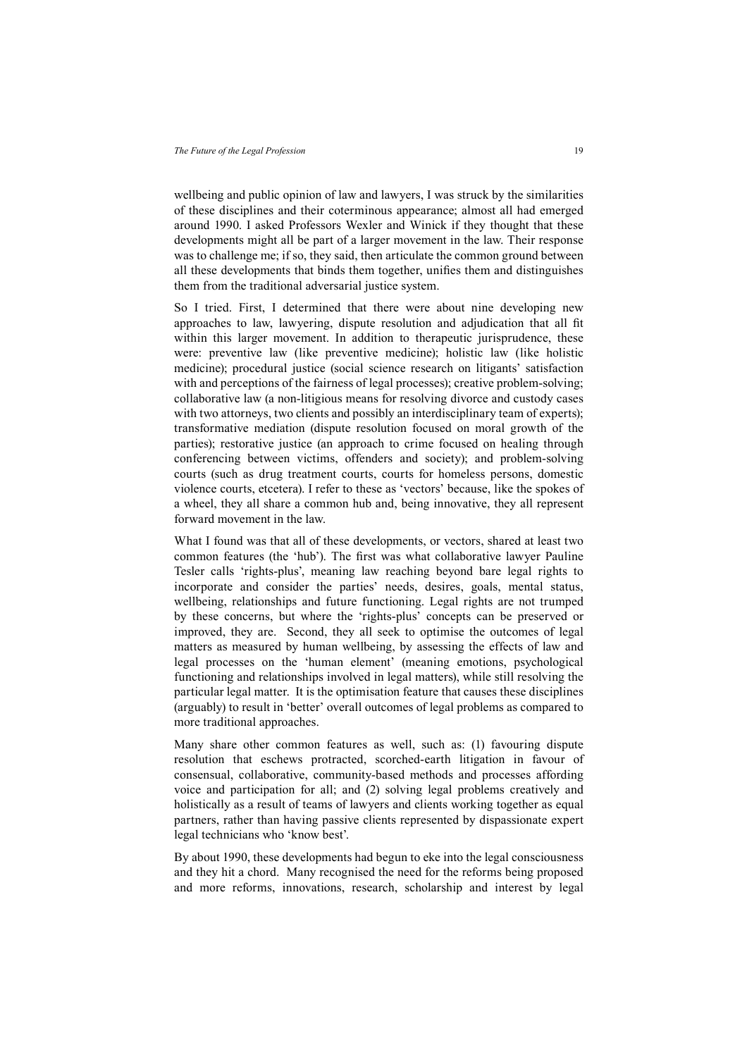wellbeing and public opinion of law and lawyers, I was struck by the similarities of these disciplines and their coterminous appearance; almost all had emerged around 1990. I asked Professors Wexler and Winick if they thought that these developments might all be part of a larger movement in the law. Their response was to challenge me; if so, they said, then articulate the common ground between all these developments that binds them together, unifies them and distinguishes them from the traditional adversarial justice system.

So I tried. First, I determined that there were about nine developing new approaches to law, lawyering, dispute resolution and adjudication that all fit within this larger movement. In addition to therapeutic jurisprudence, these were: preventive law (like preventive medicine); holistic law (like holistic medicine); procedural justice (social science research on litigants' satisfaction with and perceptions of the fairness of legal processes); creative problem-solving; collaborative law (a non-litigious means for resolving divorce and custody cases with two attorneys, two clients and possibly an interdisciplinary team of experts); transformative mediation (dispute resolution focused on moral growth of the parties); restorative justice (an approach to crime focused on healing through conferencing between victims, offenders and society); and problem-solving courts (such as drug treatment courts, courts for homeless persons, domestic violence courts, etcetera). I refer to these as 'vectors' because, like the spokes of a wheel, they all share a common hub and, being innovative, they all represent forward movement in the law.

What I found was that all of these developments, or vectors, shared at least two common features (the 'hub'). The first was what collaborative lawyer Pauline Tesler calls 'rights-plus', meaning law reaching beyond bare legal rights to incorporate and consider the parties' needs, desires, goals, mental status, wellbeing, relationships and future functioning. Legal rights are not trumped by these concerns, but where the 'rights-plus' concepts can be preserved or improved, they are. Second, they all seek to optimise the outcomes of legal matters as measured by human wellbeing, by assessing the effects of law and legal processes on the 'human element' (meaning emotions, psychological functioning and relationships involved in legal matters), while still resolving the particular legal matter. It is the optimisation feature that causes these disciplines (arguably) to result in 'better' overall outcomes of legal problems as compared to more traditional approaches.

Many share other common features as well, such as: (1) favouring dispute resolution that eschews protracted, scorched-earth litigation in favour of consensual, collaborative, community-based methods and processes affording voice and participation for all; and (2) solving legal problems creatively and holistically as a result of teams of lawyers and clients working together as equal partners, rather than having passive clients represented by dispassionate expert legal technicians who 'know best'.

By about 1990, these developments had begun to eke into the legal consciousness and they hit a chord. Many recognised the need for the reforms being proposed and more reforms, innovations, research, scholarship and interest by legal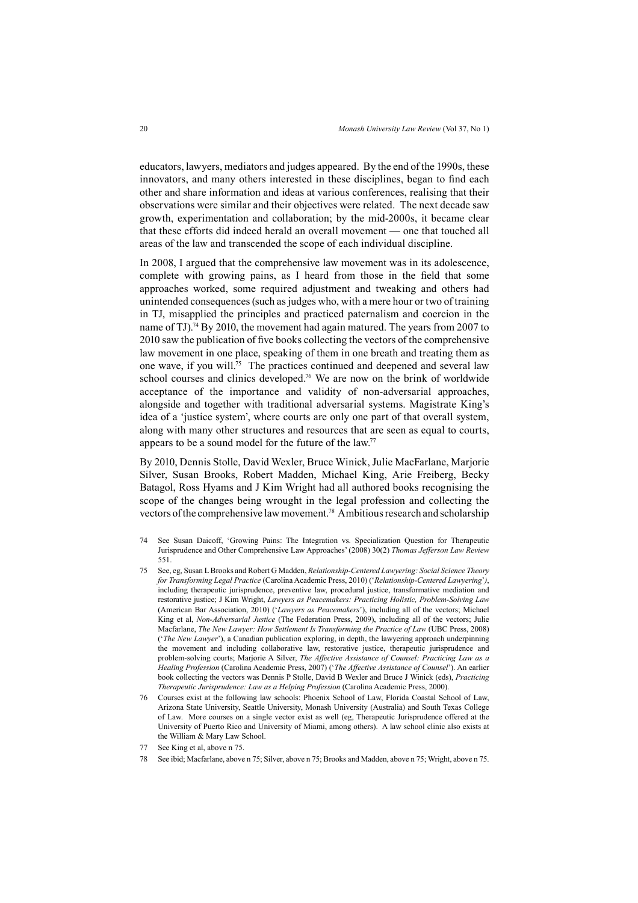educators, lawyers, mediators and judges appeared. By the end of the 1990s, these innovators, and many others interested in these disciplines, began to find each other and share information and ideas at various conferences, realising that their observations were similar and their objectives were related. The next decade saw growth, experimentation and collaboration; by the mid-2000s, it became clear that these efforts did indeed herald an overall movement — one that touched all areas of the law and transcended the scope of each individual discipline.

In 2008, I argued that the comprehensive law movement was in its adolescence, complete with growing pains, as I heard from those in the field that some approaches worked, some required adjustment and tweaking and others had unintended consequences (such as judges who, with a mere hour or two of training in TJ, misapplied the principles and practiced paternalism and coercion in the name of TJ).[74] By 2010, the movement had again matured. The years from 2007 to 2010 saw the publication of five books collecting the vectors of the comprehensive law movement in one place, speaking of them in one breath and treating them as one wave, if you will.[75] The practices continued and deepened and several law school courses and clinics developed.[76] We are now on the brink of worldwide acceptance of the importance and validity of non-adversarial approaches, alongside and together with traditional adversarial systems. Magistrate King's idea of a 'justice system', where courts are only one part of that overall system, along with many other structures and resources that are seen as equal to courts, appears to be a sound model for the future of the law.[77]

By 2010, Dennis Stolle, David Wexler, Bruce Winick, Julie MacFarlane, Marjorie Silver, Susan Brooks, Robert Madden, Michael King, Arie Freiberg, Becky Batagol, Ross Hyams and J Kim Wright had all authored books recognising the scope of the changes being wrought in the legal profession and collecting the vectors of the comprehensive law movement.[78] Ambitious research and scholarship

---

74 See Susan Daicoff, 'Growing Pains: The Integration vs. Specialization Question for Therapeutic Jurisprudence and Other Comprehensive Law Approaches' (2008) 30(2) *Thomas Jefferson Law Review* 551.

75 See, eg, Susan L Brooks and Robert G Madden, *Relationship-Centered Lawyering: Social Science Theory for Transforming Legal Practice* (Carolina Academic Press, 2010) ('*Relationship-Centered Lawyering*'), including therapeutic jurisprudence, preventive law, procedural justice, transformative mediation and restorative justice; J Kim Wright, *Lawyers as Peacemakers: Practicing Holistic, Problem-Solving Law* (American Bar Association, 2010) ('*Lawyers as Peacemakers*'), including all of the vectors; Michael King et al, *Non-Adversarial Justice* (The Federation Press, 2009), including all of the vectors; Julie Macfarlane, *The New Lawyer: How Settlement Is Transforming the Practice of Law* (UBC Press, 2008) ('*The New Lawyer*'), a Canadian publication exploring, in depth, the lawyering approach underpinning the movement and including collaborative law, restorative justice, therapeutic jurisprudence and problem-solving courts; Marjorie A Silver, *The Affective Assistance of Counsel: Practicing Law as a Healing Profession* (Carolina Academic Press, 2007) ('*The Affective Assistance of Counsel*'). An earlier book collecting the vectors was Dennis P Stolle, David B Wexler and Bruce J Winick (eds), *Practicing Therapeutic Jurisprudence: Law as a Helping Profession* (Carolina Academic Press, 2000).

76 Courses exist at the following law schools: Phoenix School of Law, Florida Coastal School of Law, Arizona State University, Seattle University, Monash University (Australia) and South Texas College of Law. More courses on a single vector exist as well (eg, Therapeutic Jurisprudence offered at the University of Puerto Rico and University of Miami, among others). A law school clinic also exists at the William & Mary Law School.

77 See King et al, above n 75.

78 See ibid; Macfarlane, above n 75; Silver, above n 75; Brooks and Madden, above n 75; Wright, above n 75.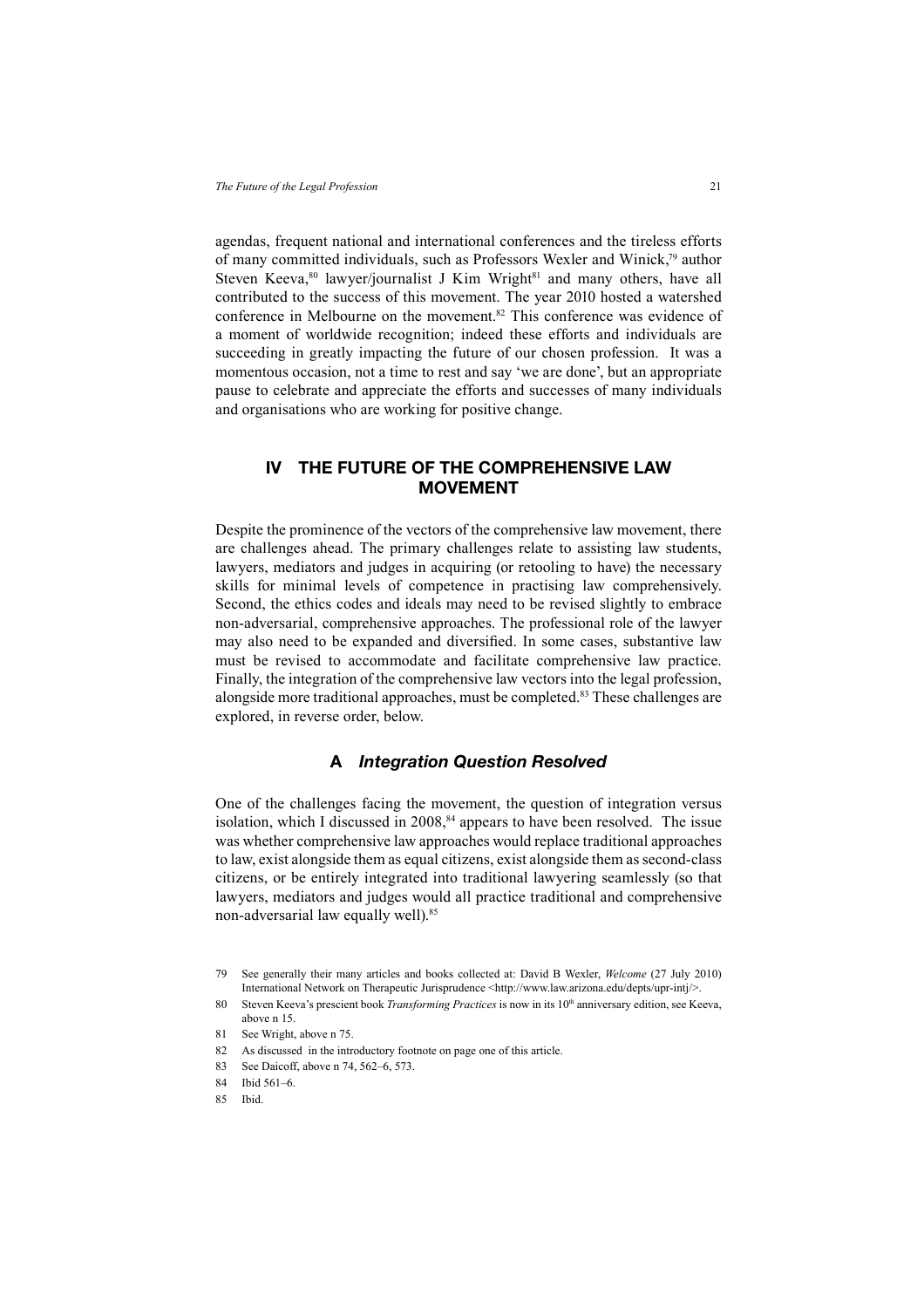agendas, frequent national and international conferences and the tireless efforts of many committed individuals, such as Professors Wexler and Winick,[79] author Steven Keeva,[80] lawyer/journalist J Kim Wright[81] and many others, have all contributed to the success of this movement. The year 2010 hosted a watershed conference in Melbourne on the movement.[82] This conference was evidence of a moment of worldwide recognition; indeed these efforts and individuals are succeeding in greatly impacting the future of our chosen profession. It was a momentous occasion, not a time to rest and say 'we are done', but an appropriate pause to celebrate and appreciate the efforts and successes of many individuals and organisations who are working for positive change.

## IV THE FUTURE OF THE COMPREHENSIVE LAW MOVEMENT

Despite the prominence of the vectors of the comprehensive law movement, there are challenges ahead. The primary challenges relate to assisting law students, lawyers, mediators and judges in acquiring (or retooling to have) the necessary skills for minimal levels of competence in practising law comprehensively. Second, the ethics codes and ideals may need to be revised slightly to embrace non-adversarial, comprehensive approaches. The professional role of the lawyer may also need to be expanded and diversified. In some cases, substantive law must be revised to accommodate and facilitate comprehensive law practice. Finally, the integration of the comprehensive law vectors into the legal profession, alongside more traditional approaches, must be completed.[83] These challenges are explored, in reverse order, below.

### A *Integration Question Resolved*

One of the challenges facing the movement, the question of integration versus isolation, which I discussed in 2008,[84] appears to have been resolved. The issue was whether comprehensive law approaches would replace traditional approaches to law, exist alongside them as equal citizens, exist alongside them as second-class citizens, or be entirely integrated into traditional lawyering seamlessly (so that lawyers, mediators and judges would all practice traditional and comprehensive non-adversarial law equally well).[85]

---

79 See generally their many articles and books collected at: David B Wexler, *Welcome* (27 July 2010) International Network on Therapeutic Jurisprudence <http://www.law.arizona.edu/depts/upr-intj/>.

80 Steven Keeva's prescient book *Transforming Practices* is now in its 10th anniversary edition, see Keeva, above n 15.

81 See Wright, above n 75.

82 As discussed in the introductory footnote on page one of this article.

83 See Daicoff, above n 74, 562–6, 573.

84 Ibid 561–6.

85 Ibid.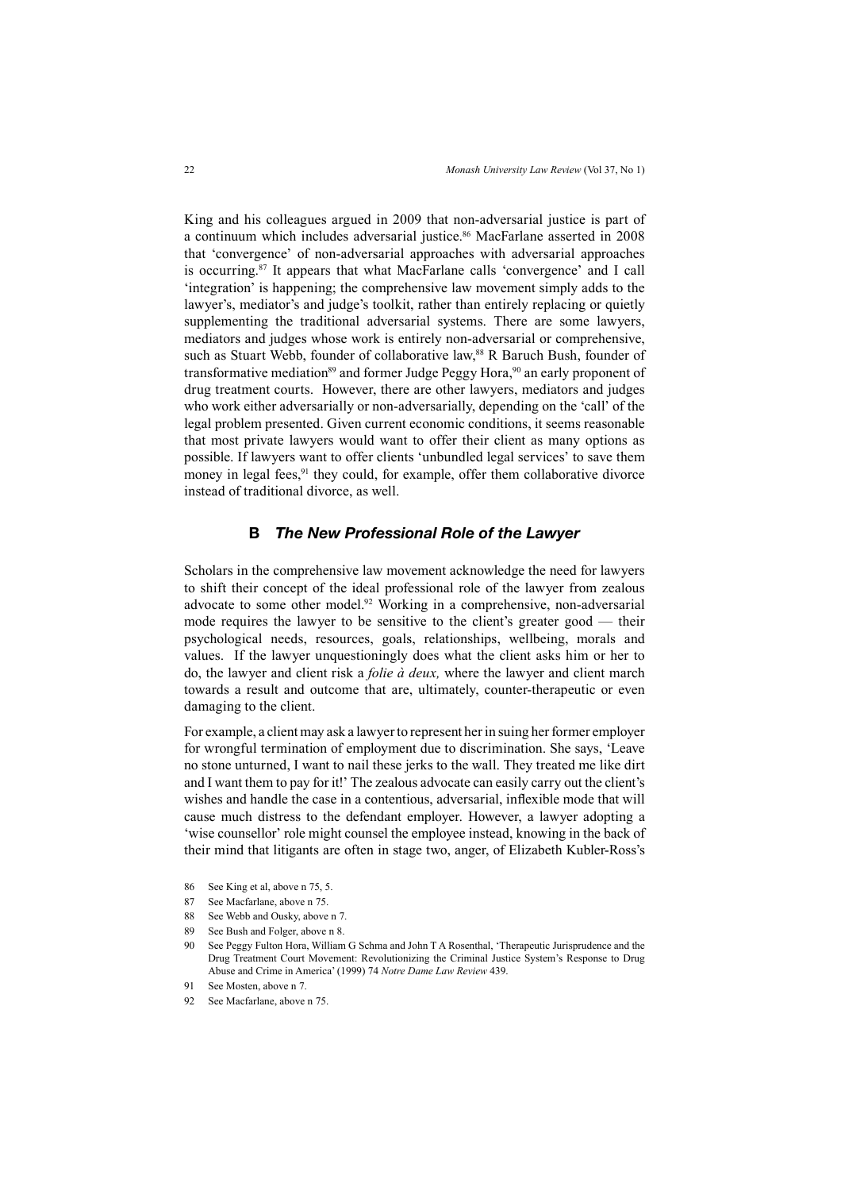King and his colleagues argued in 2009 that non-adversarial justice is part of a continuum which includes adversarial justice.[86] MacFarlane asserted in 2008 that 'convergence' of non-adversarial approaches with adversarial approaches is occurring.[87] It appears that what MacFarlane calls 'convergence' and I call 'integration' is happening; the comprehensive law movement simply adds to the lawyer's, mediator's and judge's toolkit, rather than entirely replacing or quietly supplementing the traditional adversarial systems. There are some lawyers, mediators and judges whose work is entirely non-adversarial or comprehensive, such as Stuart Webb, founder of collaborative law,[88] R Baruch Bush, founder of transformative mediation[89] and former Judge Peggy Hora,[90] an early proponent of drug treatment courts. However, there are other lawyers, mediators and judges who work either adversarially or non-adversarially, depending on the 'call' of the legal problem presented. Given current economic conditions, it seems reasonable that most private lawyers would want to offer their client as many options as possible. If lawyers want to offer clients 'unbundled legal services' to save them money in legal fees,[91] they could, for example, offer them collaborative divorce instead of traditional divorce, as well.

## B *The New Professional Role of the Lawyer*

Scholars in the comprehensive law movement acknowledge the need for lawyers to shift their concept of the ideal professional role of the lawyer from zealous advocate to some other model.[92] Working in a comprehensive, non-adversarial mode requires the lawyer to be sensitive to the client's greater good — their psychological needs, resources, goals, relationships, wellbeing, morals and values. If the lawyer unquestioningly does what the client asks him or her to do, the lawyer and client risk a *folie à deux,* where the lawyer and client march towards a result and outcome that are, ultimately, counter-therapeutic or even damaging to the client.

For example, a client may ask a lawyer to represent her in suing her former employer for wrongful termination of employment due to discrimination. She says, 'Leave no stone unturned, I want to nail these jerks to the wall. They treated me like dirt and I want them to pay for it!' The zealous advocate can easily carry out the client's wishes and handle the case in a contentious, adversarial, inflexible mode that will cause much distress to the defendant employer. However, a lawyer adopting a 'wise counsellor' role might counsel the employee instead, knowing in the back of their mind that litigants are often in stage two, anger, of Elizabeth Kubler-Ross's

---

86 See King et al, above n 75, 5.

87 See Macfarlane, above n 75.

88 See Webb and Ousky, above n 7.

89 See Bush and Folger, above n 8.

90 See Peggy Fulton Hora, William G Schma and John T A Rosenthal, 'Therapeutic Jurisprudence and the Drug Treatment Court Movement: Revolutionizing the Criminal Justice System's Response to Drug Abuse and Crime in America' (1999) 74 *Notre Dame Law Review* 439.

91 See Mosten, above n 7.

92 See Macfarlane, above n 75.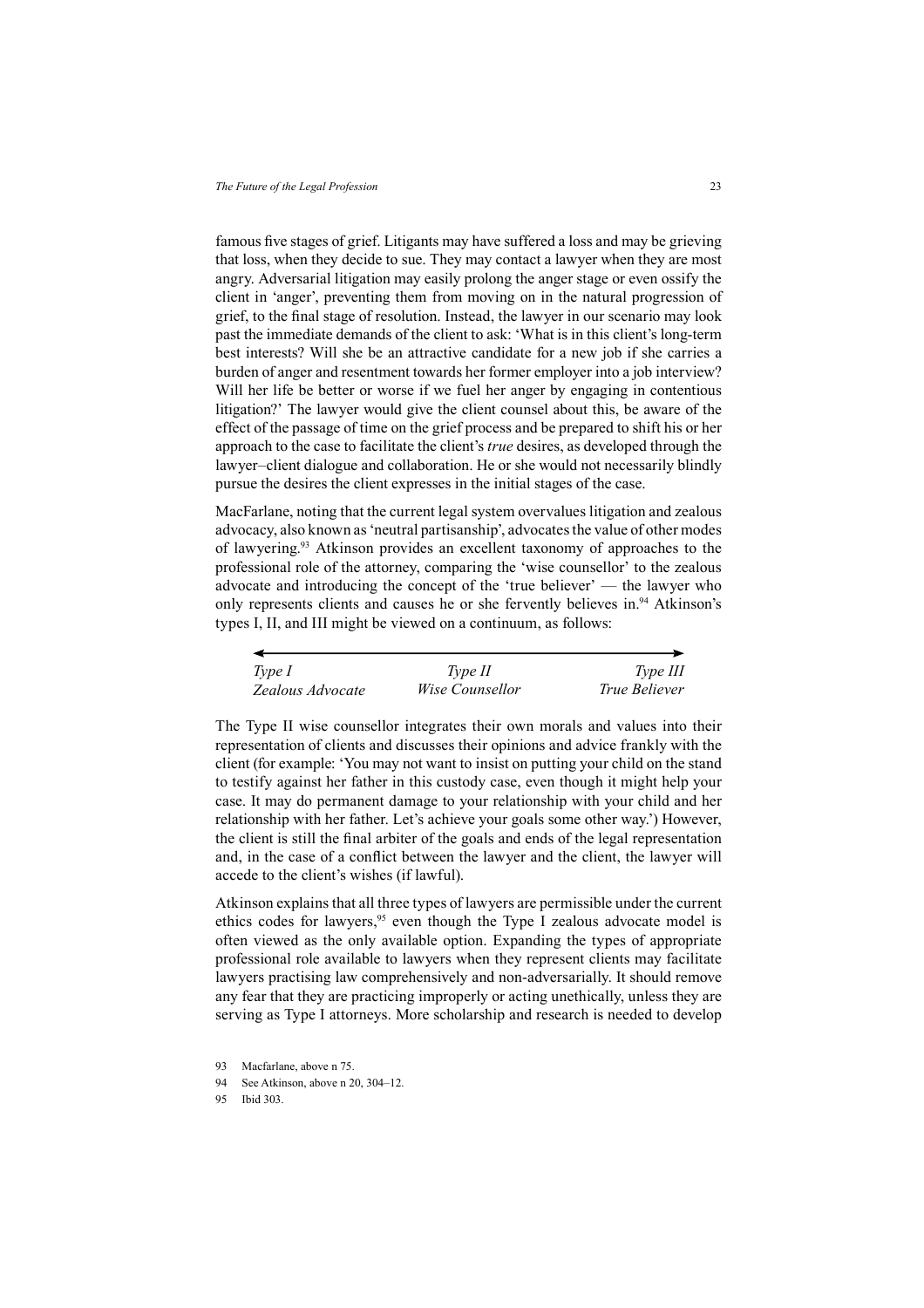famous five stages of grief. Litigants may have suffered a loss and may be grieving that loss, when they decide to sue. They may contact a lawyer when they are most angry. Adversarial litigation may easily prolong the anger stage or even ossify the client in 'anger', preventing them from moving on in the natural progression of grief, to the final stage of resolution. Instead, the lawyer in our scenario may look past the immediate demands of the client to ask: 'What is in this client's long-term best interests? Will she be an attractive candidate for a new job if she carries a burden of anger and resentment towards her former employer into a job interview? Will her life be better or worse if we fuel her anger by engaging in contentious litigation?' The lawyer would give the client counsel about this, be aware of the effect of the passage of time on the grief process and be prepared to shift his or her approach to the case to facilitate the client's *true* desires, as developed through the lawyer–client dialogue and collaboration. He or she would not necessarily blindly pursue the desires the client expresses in the initial stages of the case.

MacFarlane, noting that the current legal system overvalues litigation and zealous advocacy, also known as 'neutral partisanship', advocates the value of other modes of lawyering.[93] Atkinson provides an excellent taxonomy of approaches to the professional role of the attorney, comparing the 'wise counsellor' to the zealous advocate and introducing the concept of the 'true believer' — the lawyer who only represents clients and causes he or she fervently believes in.[94] Atkinson's types I, II, and III might be viewed on a continuum, as follows:

| ← | ⟷ | → |
|---|---|---|
| *Type I* | *Type II* | *Type III* |
| *Zealous Advocate* | *Wise Counsellor* | *True Believer* |

The Type II wise counsellor integrates their own morals and values into their representation of clients and discusses their opinions and advice frankly with the client (for example: 'You may not want to insist on putting your child on the stand to testify against her father in this custody case, even though it might help your case. It may do permanent damage to your relationship with your child and her relationship with her father. Let's achieve your goals some other way.') However, the client is still the final arbiter of the goals and ends of the legal representation and, in the case of a conflict between the lawyer and the client, the lawyer will accede to the client's wishes (if lawful).

Atkinson explains that all three types of lawyers are permissible under the current ethics codes for lawyers,[95] even though the Type I zealous advocate model is often viewed as the only available option. Expanding the types of appropriate professional role available to lawyers when they represent clients may facilitate lawyers practising law comprehensively and non-adversarially. It should remove any fear that they are practicing improperly or acting unethically, unless they are serving as Type I attorneys. More scholarship and research is needed to develop

93 Macfarlane, above n 75.

94 See Atkinson, above n 20, 304–12.

95 Ibid 303.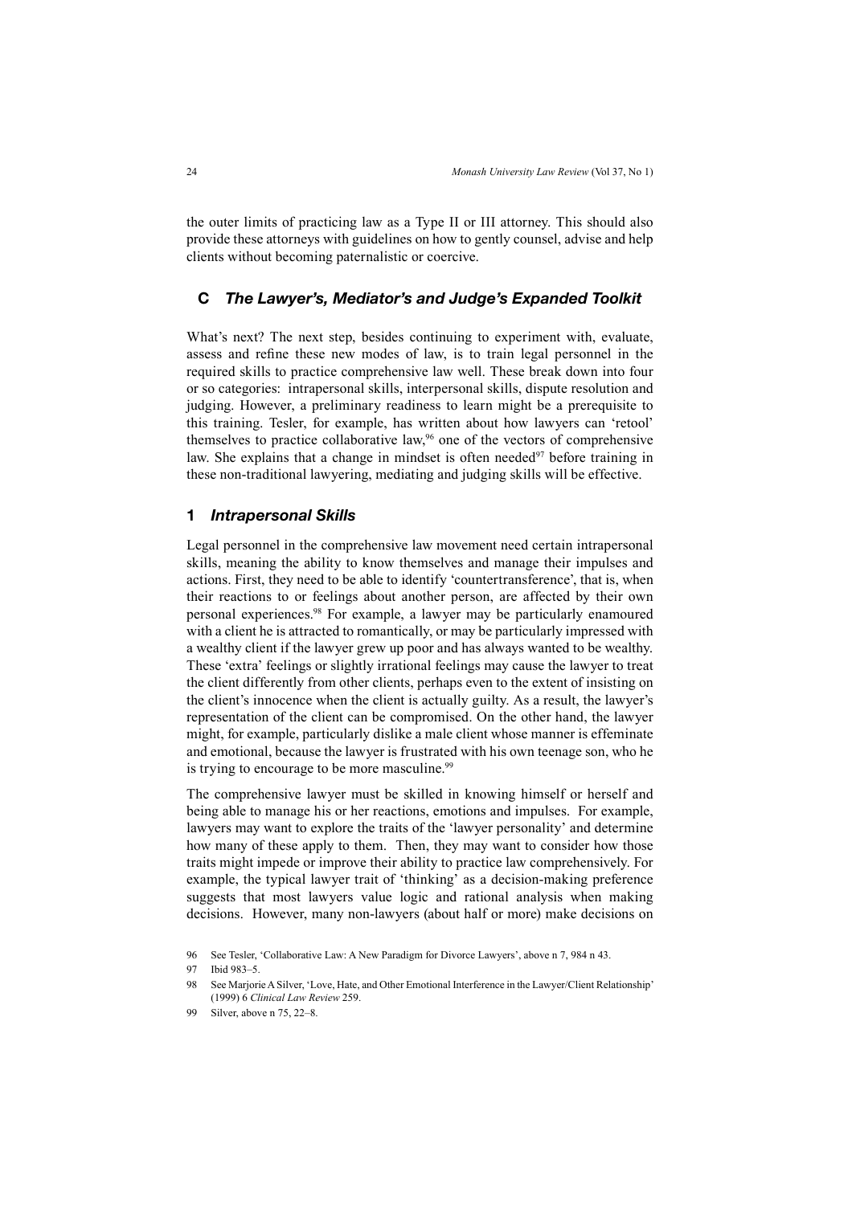the outer limits of practicing law as a Type II or III attorney. This should also provide these attorneys with guidelines on how to gently counsel, advise and help clients without becoming paternalistic or coercive.

## C *The Lawyer's, Mediator's and Judge's Expanded Toolkit*

What's next? The next step, besides continuing to experiment with, evaluate, assess and refine these new modes of law, is to train legal personnel in the required skills to practice comprehensive law well. These break down into four or so categories: intrapersonal skills, interpersonal skills, dispute resolution and judging. However, a preliminary readiness to learn might be a prerequisite to this training. Tesler, for example, has written about how lawyers can 'retool' themselves to practice collaborative law,[96] one of the vectors of comprehensive law. She explains that a change in mindset is often needed[97] before training in these non-traditional lawyering, mediating and judging skills will be effective.

### 1 *Intrapersonal Skills*

Legal personnel in the comprehensive law movement need certain intrapersonal skills, meaning the ability to know themselves and manage their impulses and actions. First, they need to be able to identify 'countertransference', that is, when their reactions to or feelings about another person, are affected by their own personal experiences.[98] For example, a lawyer may be particularly enamoured with a client he is attracted to romantically, or may be particularly impressed with a wealthy client if the lawyer grew up poor and has always wanted to be wealthy. These 'extra' feelings or slightly irrational feelings may cause the lawyer to treat the client differently from other clients, perhaps even to the extent of insisting on the client's innocence when the client is actually guilty. As a result, the lawyer's representation of the client can be compromised. On the other hand, the lawyer might, for example, particularly dislike a male client whose manner is effeminate and emotional, because the lawyer is frustrated with his own teenage son, who he is trying to encourage to be more masculine.[99]

The comprehensive lawyer must be skilled in knowing himself or herself and being able to manage his or her reactions, emotions and impulses. For example, lawyers may want to explore the traits of the 'lawyer personality' and determine how many of these apply to them. Then, they may want to consider how those traits might impede or improve their ability to practice law comprehensively. For example, the typical lawyer trait of 'thinking' as a decision-making preference suggests that most lawyers value logic and rational analysis when making decisions. However, many non-lawyers (about half or more) make decisions on

96 See Tesler, 'Collaborative Law: A New Paradigm for Divorce Lawyers', above n 7, 984 n 43.

97 Ibid 983–5.

98 See Marjorie A Silver, 'Love, Hate, and Other Emotional Interference in the Lawyer/Client Relationship' (1999) 6 *Clinical Law Review* 259.

99 Silver, above n 75, 22–8.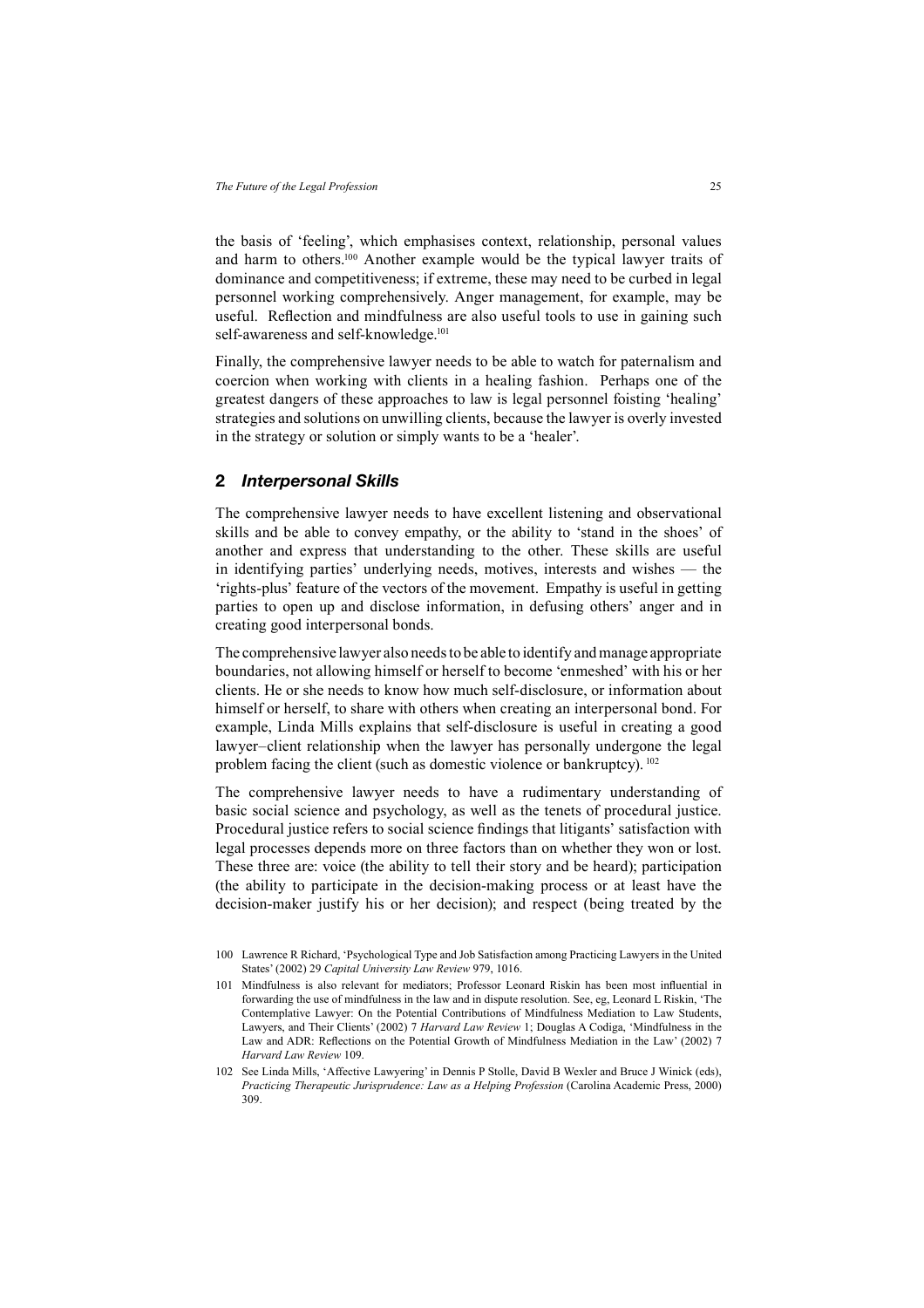the basis of 'feeling', which emphasises context, relationship, personal values and harm to others.[100] Another example would be the typical lawyer traits of dominance and competitiveness; if extreme, these may need to be curbed in legal personnel working comprehensively. Anger management, for example, may be useful. Reflection and mindfulness are also useful tools to use in gaining such self-awareness and self-knowledge.[101]

Finally, the comprehensive lawyer needs to be able to watch for paternalism and coercion when working with clients in a healing fashion. Perhaps one of the greatest dangers of these approaches to law is legal personnel foisting 'healing' strategies and solutions on unwilling clients, because the lawyer is overly invested in the strategy or solution or simply wants to be a 'healer'.

## 2 *Interpersonal Skills*

The comprehensive lawyer needs to have excellent listening and observational skills and be able to convey empathy, or the ability to 'stand in the shoes' of another and express that understanding to the other. These skills are useful in identifying parties' underlying needs, motives, interests and wishes — the 'rights-plus' feature of the vectors of the movement. Empathy is useful in getting parties to open up and disclose information, in defusing others' anger and in creating good interpersonal bonds.

The comprehensive lawyer also needs to be able to identify and manage appropriate boundaries, not allowing himself or herself to become 'enmeshed' with his or her clients. He or she needs to know how much self-disclosure, or information about himself or herself, to share with others when creating an interpersonal bond. For example, Linda Mills explains that self-disclosure is useful in creating a good lawyer–client relationship when the lawyer has personally undergone the legal problem facing the client (such as domestic violence or bankruptcy).[102]

The comprehensive lawyer needs to have a rudimentary understanding of basic social science and psychology, as well as the tenets of procedural justice. Procedural justice refers to social science findings that litigants' satisfaction with legal processes depends more on three factors than on whether they won or lost. These three are: voice (the ability to tell their story and be heard); participation (the ability to participate in the decision-making process or at least have the decision-maker justify his or her decision); and respect (being treated by the

---

100 Lawrence R Richard, 'Psychological Type and Job Satisfaction among Practicing Lawyers in the United States' (2002) 29 *Capital University Law Review* 979, 1016.

101 Mindfulness is also relevant for mediators; Professor Leonard Riskin has been most influential in forwarding the use of mindfulness in the law and in dispute resolution. See, eg, Leonard L Riskin, 'The Contemplative Lawyer: On the Potential Contributions of Mindfulness Mediation to Law Students, Lawyers, and Their Clients' (2002) 7 *Harvard Law Review* 1; Douglas A Codiga, 'Mindfulness in the Law and ADR: Reflections on the Potential Growth of Mindfulness Mediation in the Law' (2002) 7 *Harvard Law Review* 109.

102 See Linda Mills, 'Affective Lawyering' in Dennis P Stolle, David B Wexler and Bruce J Winick (eds), *Practicing Therapeutic Jurisprudence: Law as a Helping Profession* (Carolina Academic Press, 2000) 309.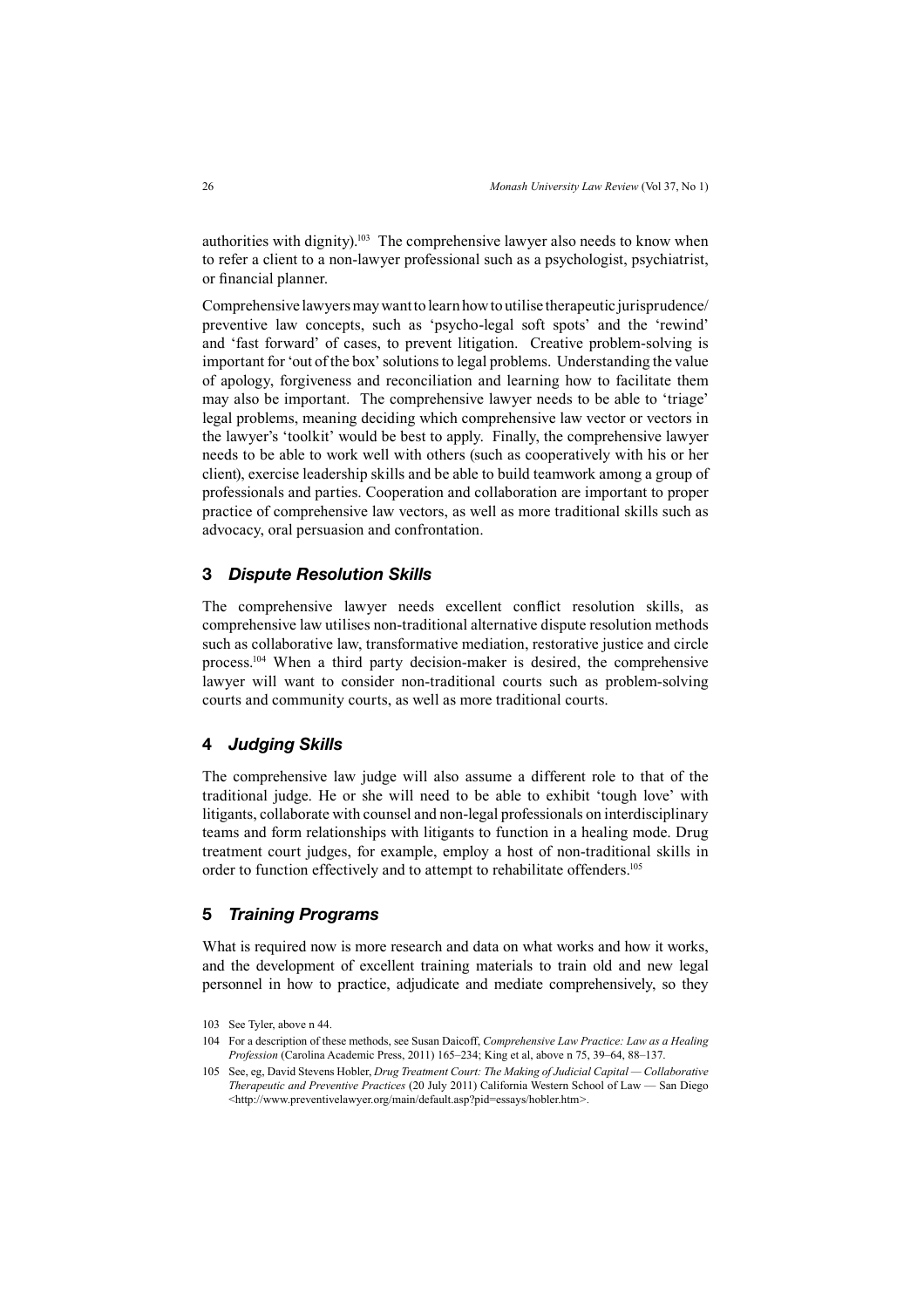authorities with dignity).[103] The comprehensive lawyer also needs to know when to refer a client to a non-lawyer professional such as a psychologist, psychiatrist, or financial planner.

Comprehensive lawyers may want to learn how to utilise therapeutic jurisprudence/ preventive law concepts, such as 'psycho-legal soft spots' and the 'rewind' and 'fast forward' of cases, to prevent litigation. Creative problem-solving is important for 'out of the box' solutions to legal problems. Understanding the value of apology, forgiveness and reconciliation and learning how to facilitate them may also be important. The comprehensive lawyer needs to be able to 'triage' legal problems, meaning deciding which comprehensive law vector or vectors in the lawyer's 'toolkit' would be best to apply. Finally, the comprehensive lawyer needs to be able to work well with others (such as cooperatively with his or her client), exercise leadership skills and be able to build teamwork among a group of professionals and parties. Cooperation and collaboration are important to proper practice of comprehensive law vectors, as well as more traditional skills such as advocacy, oral persuasion and confrontation.

### 3 *Dispute Resolution Skills*

The comprehensive lawyer needs excellent conflict resolution skills, as comprehensive law utilises non-traditional alternative dispute resolution methods such as collaborative law, transformative mediation, restorative justice and circle process.[104] When a third party decision-maker is desired, the comprehensive lawyer will want to consider non-traditional courts such as problem-solving courts and community courts, as well as more traditional courts.

### 4 *Judging Skills*

The comprehensive law judge will also assume a different role to that of the traditional judge. He or she will need to be able to exhibit 'tough love' with litigants, collaborate with counsel and non-legal professionals on interdisciplinary teams and form relationships with litigants to function in a healing mode. Drug treatment court judges, for example, employ a host of non-traditional skills in order to function effectively and to attempt to rehabilitate offenders.[105]

### 5 *Training Programs*

What is required now is more research and data on what works and how it works, and the development of excellent training materials to train old and new legal personnel in how to practice, adjudicate and mediate comprehensively, so they

---

103 See Tyler, above n 44.

104 For a description of these methods, see Susan Daicoff, *Comprehensive Law Practice: Law as a Healing Profession* (Carolina Academic Press, 2011) 165–234; King et al, above n 75, 39–64, 88–137.

105 See, eg, David Stevens Hobler, *Drug Treatment Court: The Making of Judicial Capital — Collaborative Therapeutic and Preventive Practices* (20 July 2011) California Western School of Law — San Diego <http://www.preventivelawyer.org/main/default.asp?pid=essays/hobler.htm>.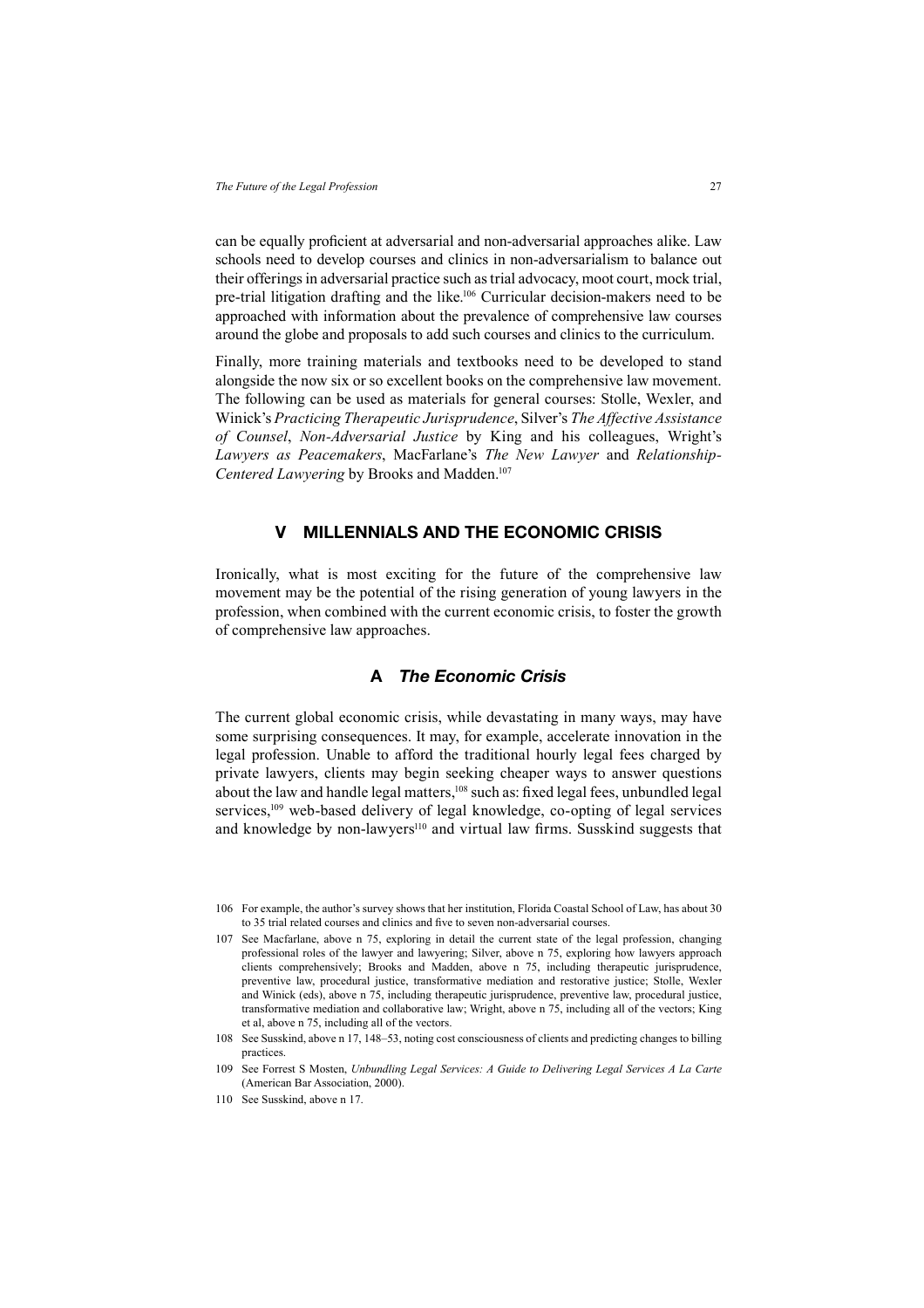can be equally proficient at adversarial and non-adversarial approaches alike. Law schools need to develop courses and clinics in non-adversarialism to balance out their offerings in adversarial practice such as trial advocacy, moot court, mock trial, pre-trial litigation drafting and the like.[106] Curricular decision-makers need to be approached with information about the prevalence of comprehensive law courses around the globe and proposals to add such courses and clinics to the curriculum.

Finally, more training materials and textbooks need to be developed to stand alongside the now six or so excellent books on the comprehensive law movement. The following can be used as materials for general courses: Stolle, Wexler, and Winick's *Practicing Therapeutic Jurisprudence*, Silver's *The Affective Assistance of Counsel*, *Non-Adversarial Justice* by King and his colleagues, Wright's *Lawyers as Peacemakers*, MacFarlane's *The New Lawyer* and *Relationship-Centered Lawyering* by Brooks and Madden.[107]

## V MILLENNIALS AND THE ECONOMIC CRISIS

Ironically, what is most exciting for the future of the comprehensive law movement may be the potential of the rising generation of young lawyers in the profession, when combined with the current economic crisis, to foster the growth of comprehensive law approaches.

### A *The Economic Crisis*

The current global economic crisis, while devastating in many ways, may have some surprising consequences. It may, for example, accelerate innovation in the legal profession. Unable to afford the traditional hourly legal fees charged by private lawyers, clients may begin seeking cheaper ways to answer questions about the law and handle legal matters,[108] such as: fixed legal fees, unbundled legal services,[109] web-based delivery of legal knowledge, co-opting of legal services and knowledge by non-lawyers[110] and virtual law firms. Susskind suggests that

106 For example, the author's survey shows that her institution, Florida Coastal School of Law, has about 30 to 35 trial related courses and clinics and five to seven non-adversarial courses.

107 See Macfarlane, above n 75, exploring in detail the current state of the legal profession, changing professional roles of the lawyer and lawyering; Silver, above n 75, exploring how lawyers approach clients comprehensively; Brooks and Madden, above n 75, including therapeutic jurisprudence, preventive law, procedural justice, transformative mediation and restorative justice; Stolle, Wexler and Winick (eds), above n 75, including therapeutic jurisprudence, preventive law, procedural justice, transformative mediation and collaborative law; Wright, above n 75, including all of the vectors; King et al, above n 75, including all of the vectors.

108 See Susskind, above n 17, 148–53, noting cost consciousness of clients and predicting changes to billing practices.

109 See Forrest S Mosten, *Unbundling Legal Services: A Guide to Delivering Legal Services A La Carte* (American Bar Association, 2000).

110 See Susskind, above n 17.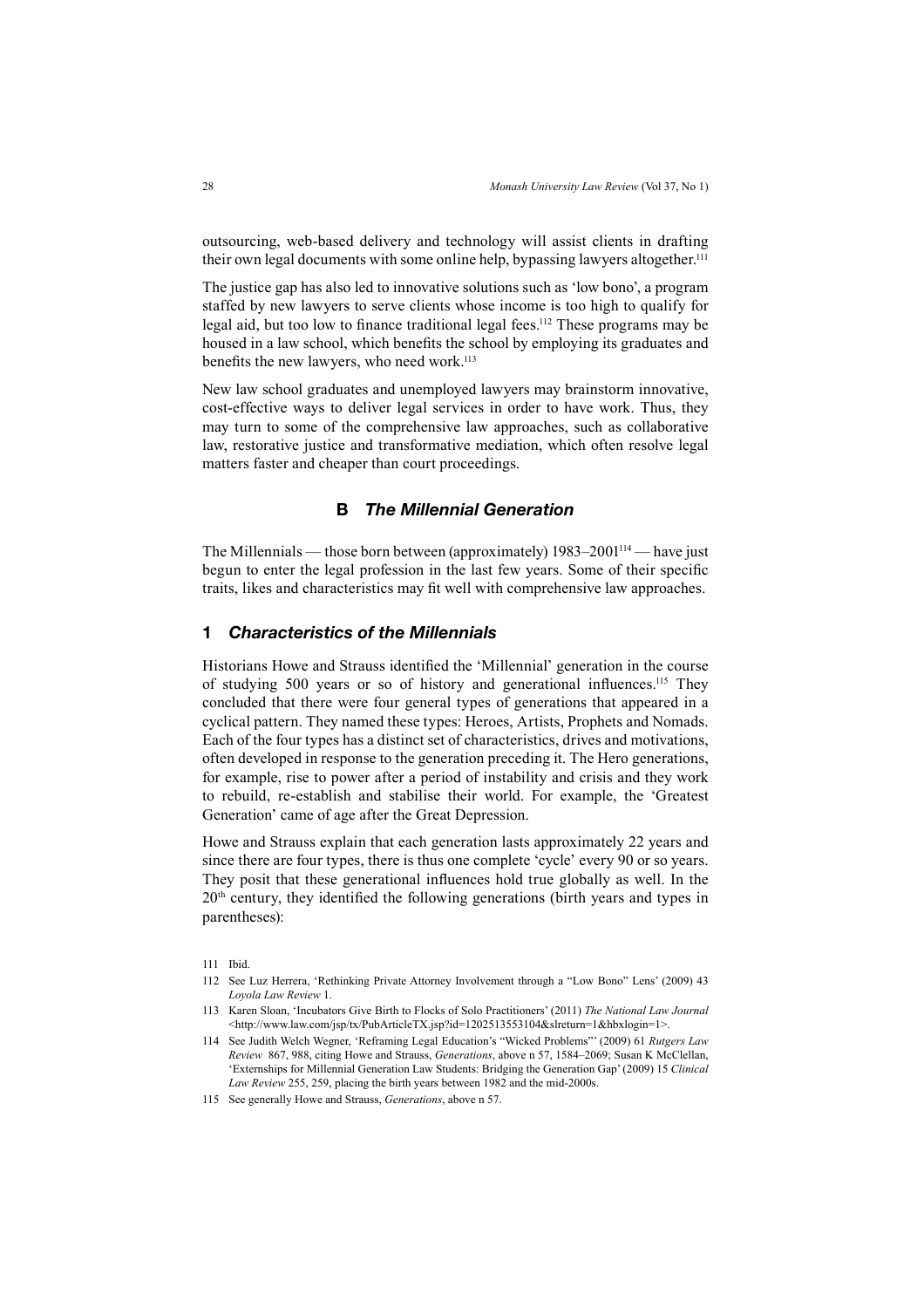outsourcing, web-based delivery and technology will assist clients in drafting their own legal documents with some online help, bypassing lawyers altogether.[111]

The justice gap has also led to innovative solutions such as 'low bono', a program staffed by new lawyers to serve clients whose income is too high to qualify for legal aid, but too low to finance traditional legal fees.[112] These programs may be housed in a law school, which benefits the school by employing its graduates and benefits the new lawyers, who need work.[113]

New law school graduates and unemployed lawyers may brainstorm innovative, cost-effective ways to deliver legal services in order to have work. Thus, they may turn to some of the comprehensive law approaches, such as collaborative law, restorative justice and transformative mediation, which often resolve legal matters faster and cheaper than court proceedings.

## B *The Millennial Generation*

The Millennials — those born between (approximately) 1983–2001[114] — have just begun to enter the legal profession in the last few years. Some of their specific traits, likes and characteristics may fit well with comprehensive law approaches.

### 1 *Characteristics of the Millennials*

Historians Howe and Strauss identified the 'Millennial' generation in the course of studying 500 years or so of history and generational influences.[115] They concluded that there were four general types of generations that appeared in a cyclical pattern. They named these types: Heroes, Artists, Prophets and Nomads. Each of the four types has a distinct set of characteristics, drives and motivations, often developed in response to the generation preceding it. The Hero generations, for example, rise to power after a period of instability and crisis and they work to rebuild, re-establish and stabilise their world. For example, the 'Greatest Generation' came of age after the Great Depression.

Howe and Strauss explain that each generation lasts approximately 22 years and since there are four types, there is thus one complete 'cycle' every 90 or so years. They posit that these generational influences hold true globally as well. In the 20th century, they identified the following generations (birth years and types in parentheses):

---

111 Ibid.

112 See Luz Herrera, 'Rethinking Private Attorney Involvement through a "Low Bono" Lens' (2009) 43 *Loyola Law Review* 1.

113 Karen Sloan, 'Incubators Give Birth to Flocks of Solo Practitioners' (2011) *The National Law Journal* <http://www.law.com/jsp/tx/PubArticleTX.jsp?id=1202513553104&slreturn=1&hbxlogin=1>.

114 See Judith Welch Wegner, 'Reframing Legal Education's "Wicked Problems"' (2009) 61 *Rutgers Law Review* 867, 988, citing Howe and Strauss, *Generations*, above n 57, 1584–2069; Susan K McClellan, 'Externships for Millennial Generation Law Students: Bridging the Generation Gap' (2009) 15 *Clinical Law Review* 255, 259, placing the birth years between 1982 and the mid-2000s.

115 See generally Howe and Strauss, *Generations*, above n 57.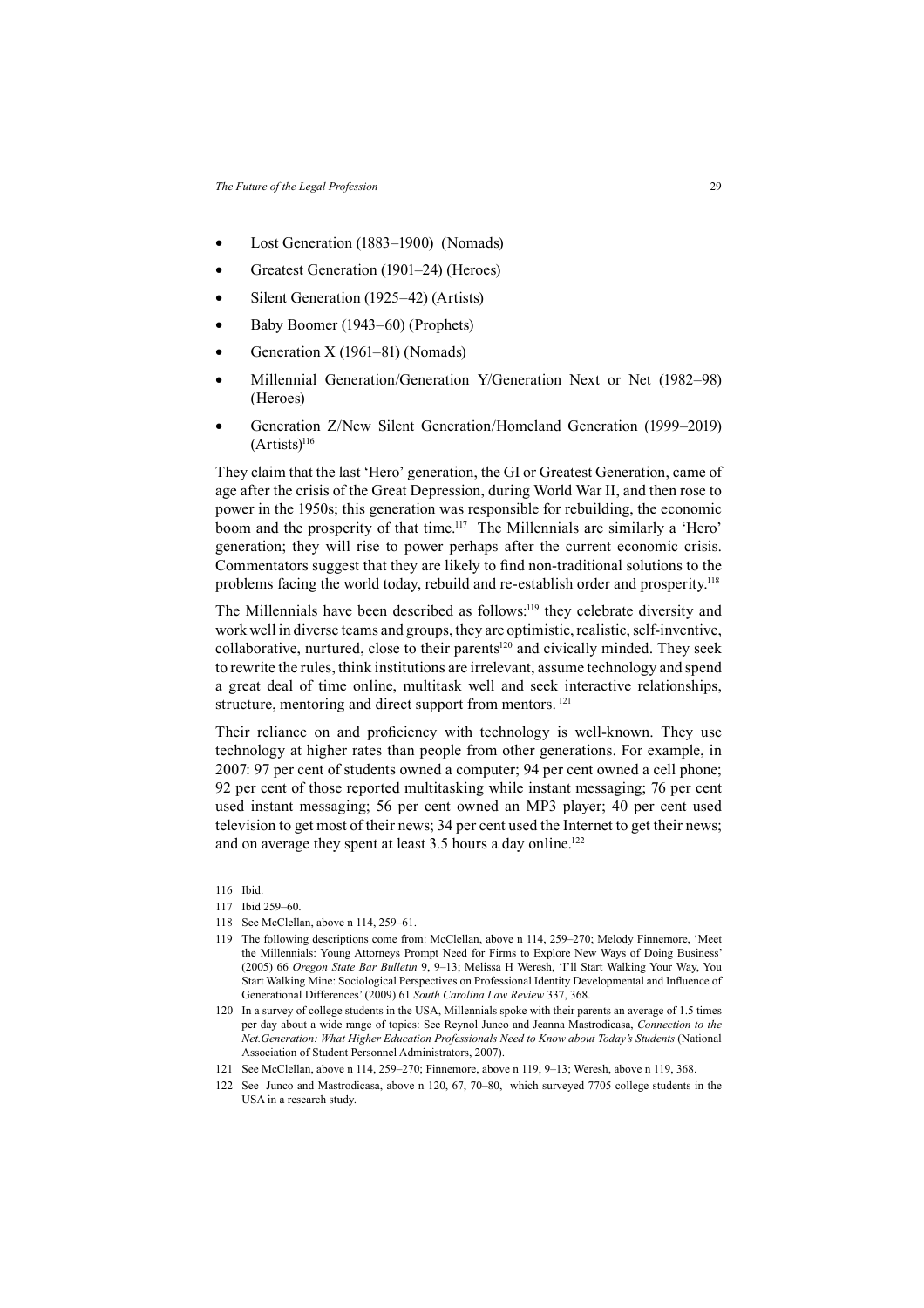- Lost Generation (1883–1900) (Nomads)
- Greatest Generation (1901–24) (Heroes)
- Silent Generation (1925–42) (Artists)
- Baby Boomer (1943–60) (Prophets)
- Generation X (1961–81) (Nomads)
- Millennial Generation/Generation Y/Generation Next or Net (1982–98) (Heroes)
- Generation Z/New Silent Generation/Homeland Generation (1999–2019) (Artists)[116]

They claim that the last 'Hero' generation, the GI or Greatest Generation, came of age after the crisis of the Great Depression, during World War II, and then rose to power in the 1950s; this generation was responsible for rebuilding, the economic boom and the prosperity of that time.[117] The Millennials are similarly a 'Hero' generation; they will rise to power perhaps after the current economic crisis. Commentators suggest that they are likely to find non-traditional solutions to the problems facing the world today, rebuild and re-establish order and prosperity.[118]

The Millennials have been described as follows:[119] they celebrate diversity and work well in diverse teams and groups, they are optimistic, realistic, self-inventive, collaborative, nurtured, close to their parents[120] and civically minded. They seek to rewrite the rules, think institutions are irrelevant, assume technology and spend a great deal of time online, multitask well and seek interactive relationships, structure, mentoring and direct support from mentors.[121]

Their reliance on and proficiency with technology is well-known. They use technology at higher rates than people from other generations. For example, in 2007: 97 per cent of students owned a computer; 94 per cent owned a cell phone; 92 per cent of those reported multitasking while instant messaging; 76 per cent used instant messaging; 56 per cent owned an MP3 player; 40 per cent used television to get most of their news; 34 per cent used the Internet to get their news; and on average they spent at least 3.5 hours a day online.[122]

116 Ibid.

117 Ibid 259–60.

118 See McClellan, above n 114, 259–61.

119 The following descriptions come from: McClellan, above n 114, 259–270; Melody Finnemore, 'Meet the Millennials: Young Attorneys Prompt Need for Firms to Explore New Ways of Doing Business' (2005) 66 *Oregon State Bar Bulletin* 9, 9–13; Melissa H Weresh, 'I'll Start Walking Your Way, You Start Walking Mine: Sociological Perspectives on Professional Identity Developmental and Influence of Generational Differences' (2009) 61 *South Carolina Law Review* 337, 368.

120 In a survey of college students in the USA, Millennials spoke with their parents an average of 1.5 times per day about a wide range of topics: See Reynol Junco and Jeanna Mastrodicasa, *Connection to the Net.Generation: What Higher Education Professionals Need to Know about Today's Students* (National Association of Student Personnel Administrators, 2007).

121 See McClellan, above n 114, 259–270; Finnemore, above n 119, 9–13; Weresh, above n 119, 368.

122 See Junco and Mastrodicasa, above n 120, 67, 70–80, which surveyed 7705 college students in the USA in a research study.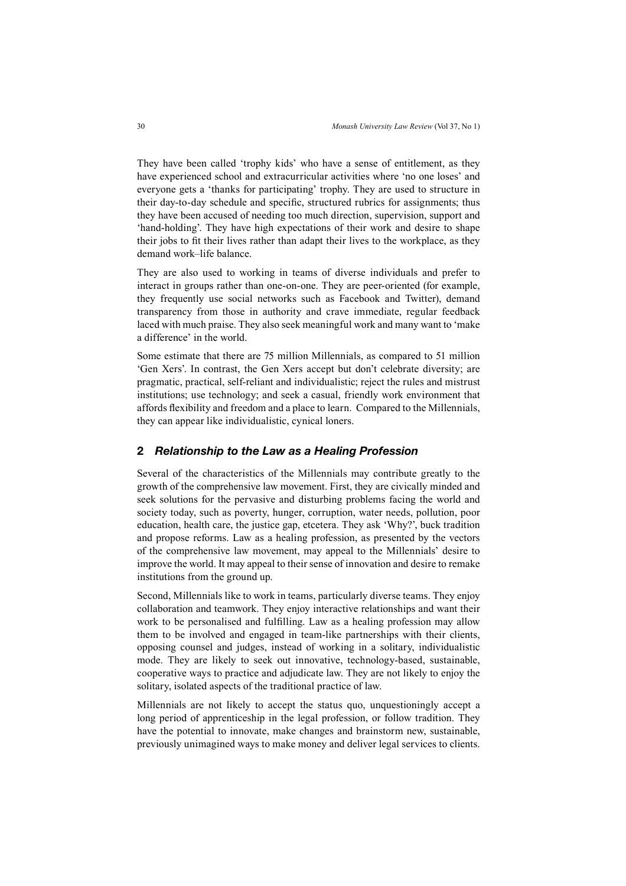They have been called 'trophy kids' who have a sense of entitlement, as they have experienced school and extracurricular activities where 'no one loses' and everyone gets a 'thanks for participating' trophy. They are used to structure in their day-to-day schedule and specific, structured rubrics for assignments; thus they have been accused of needing too much direction, supervision, support and 'hand-holding'. They have high expectations of their work and desire to shape their jobs to fit their lives rather than adapt their lives to the workplace, as they demand work–life balance.

They are also used to working in teams of diverse individuals and prefer to interact in groups rather than one-on-one. They are peer-oriented (for example, they frequently use social networks such as Facebook and Twitter), demand transparency from those in authority and crave immediate, regular feedback laced with much praise. They also seek meaningful work and many want to 'make a difference' in the world.

Some estimate that there are 75 million Millennials, as compared to 51 million 'Gen Xers'. In contrast, the Gen Xers accept but don't celebrate diversity; are pragmatic, practical, self-reliant and individualistic; reject the rules and mistrust institutions; use technology; and seek a casual, friendly work environment that affords flexibility and freedom and a place to learn. Compared to the Millennials, they can appear like individualistic, cynical loners.

## 2 *Relationship to the Law as a Healing Profession*

Several of the characteristics of the Millennials may contribute greatly to the growth of the comprehensive law movement. First, they are civically minded and seek solutions for the pervasive and disturbing problems facing the world and society today, such as poverty, hunger, corruption, water needs, pollution, poor education, health care, the justice gap, etcetera. They ask 'Why?', buck tradition and propose reforms. Law as a healing profession, as presented by the vectors of the comprehensive law movement, may appeal to the Millennials' desire to improve the world. It may appeal to their sense of innovation and desire to remake institutions from the ground up.

Second, Millennials like to work in teams, particularly diverse teams. They enjoy collaboration and teamwork. They enjoy interactive relationships and want their work to be personalised and fulfilling. Law as a healing profession may allow them to be involved and engaged in team-like partnerships with their clients, opposing counsel and judges, instead of working in a solitary, individualistic mode. They are likely to seek out innovative, technology-based, sustainable, cooperative ways to practice and adjudicate law. They are not likely to enjoy the solitary, isolated aspects of the traditional practice of law.

Millennials are not likely to accept the status quo, unquestioningly accept a long period of apprenticeship in the legal profession, or follow tradition. They have the potential to innovate, make changes and brainstorm new, sustainable, previously unimagined ways to make money and deliver legal services to clients.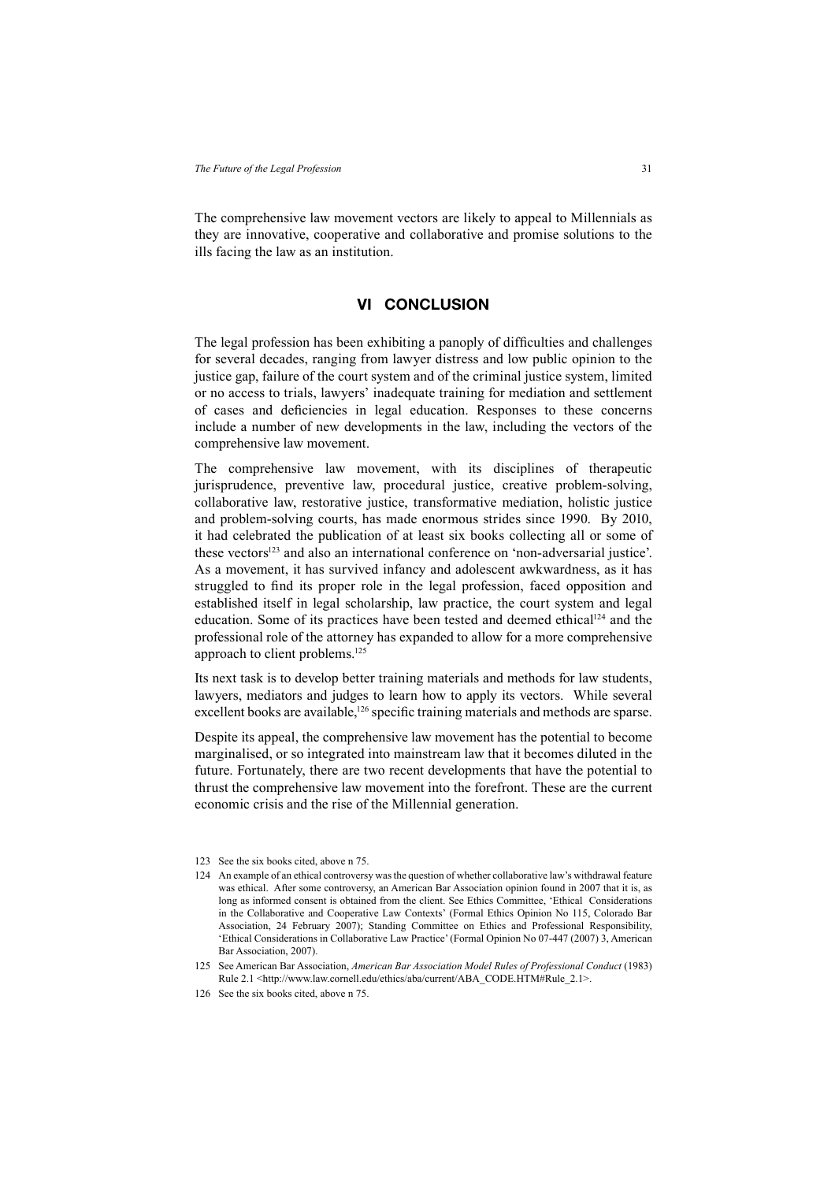The comprehensive law movement vectors are likely to appeal to Millennials as they are innovative, cooperative and collaborative and promise solutions to the ills facing the law as an institution.

## VI CONCLUSION

The legal profession has been exhibiting a panoply of difficulties and challenges for several decades, ranging from lawyer distress and low public opinion to the justice gap, failure of the court system and of the criminal justice system, limited or no access to trials, lawyers' inadequate training for mediation and settlement of cases and deficiencies in legal education. Responses to these concerns include a number of new developments in the law, including the vectors of the comprehensive law movement.

The comprehensive law movement, with its disciplines of therapeutic jurisprudence, preventive law, procedural justice, creative problem-solving, collaborative law, restorative justice, transformative mediation, holistic justice and problem-solving courts, has made enormous strides since 1990. By 2010, it had celebrated the publication of at least six books collecting all or some of these vectors[123] and also an international conference on 'non-adversarial justice'. As a movement, it has survived infancy and adolescent awkwardness, as it has struggled to find its proper role in the legal profession, faced opposition and established itself in legal scholarship, law practice, the court system and legal education. Some of its practices have been tested and deemed ethical[124] and the professional role of the attorney has expanded to allow for a more comprehensive approach to client problems.[125]

Its next task is to develop better training materials and methods for law students, lawyers, mediators and judges to learn how to apply its vectors. While several excellent books are available,[126] specific training materials and methods are sparse.

Despite its appeal, the comprehensive law movement has the potential to become marginalised, or so integrated into mainstream law that it becomes diluted in the future. Fortunately, there are two recent developments that have the potential to thrust the comprehensive law movement into the forefront. These are the current economic crisis and the rise of the Millennial generation.

---

123 See the six books cited, above n 75.

124 An example of an ethical controversy was the question of whether collaborative law's withdrawal feature was ethical. After some controversy, an American Bar Association opinion found in 2007 that it is, as long as informed consent is obtained from the client. See Ethics Committee, 'Ethical Considerations in the Collaborative and Cooperative Law Contexts' (Formal Ethics Opinion No 115, Colorado Bar Association, 24 February 2007); Standing Committee on Ethics and Professional Responsibility, 'Ethical Considerations in Collaborative Law Practice' (Formal Opinion No 07-447 (2007) 3, American Bar Association, 2007).

125 See American Bar Association, *American Bar Association Model Rules of Professional Conduct* (1983) Rule 2.1 <http://www.law.cornell.edu/ethics/aba/current/ABA_CODE.HTM#Rule_2.1>.

126 See the six books cited, above n 75.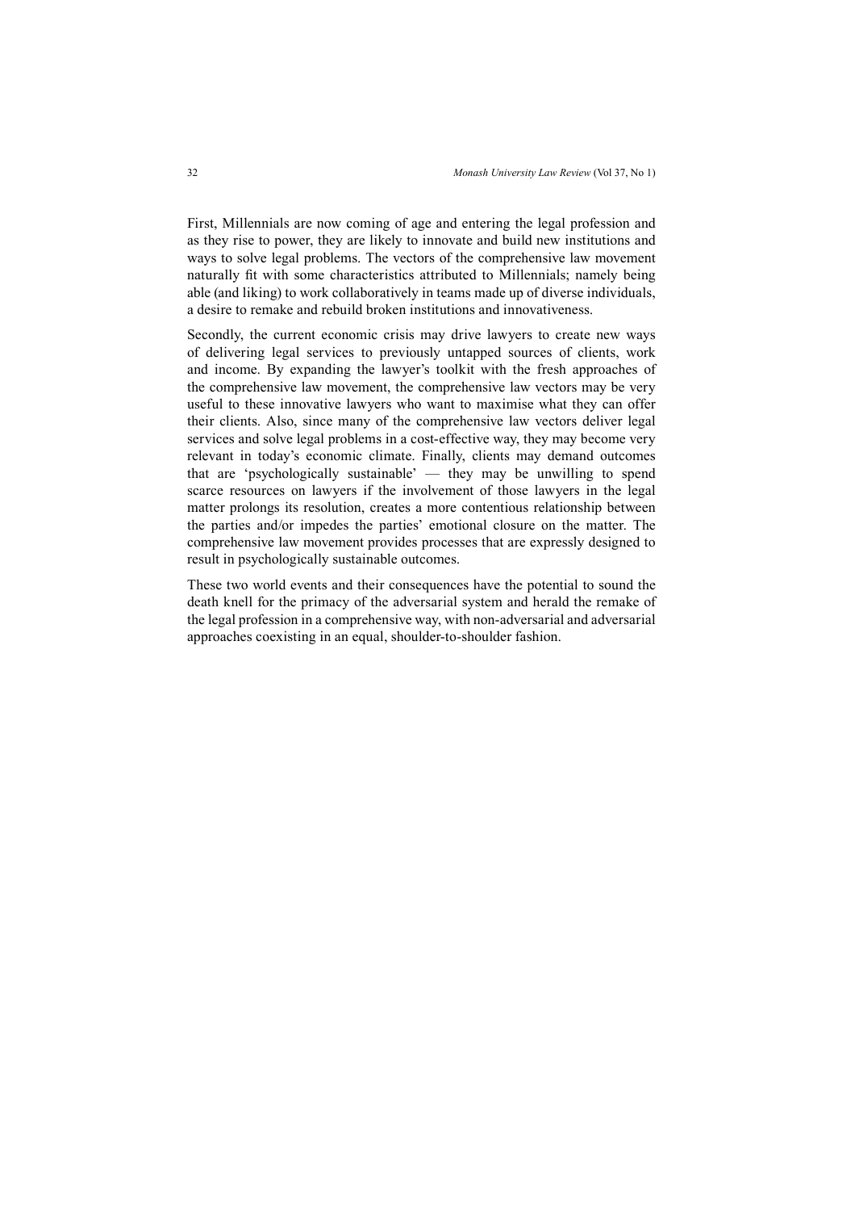First, Millennials are now coming of age and entering the legal profession and as they rise to power, they are likely to innovate and build new institutions and ways to solve legal problems. The vectors of the comprehensive law movement naturally fit with some characteristics attributed to Millennials; namely being able (and liking) to work collaboratively in teams made up of diverse individuals, a desire to remake and rebuild broken institutions and innovativeness.

Secondly, the current economic crisis may drive lawyers to create new ways of delivering legal services to previously untapped sources of clients, work and income. By expanding the lawyer's toolkit with the fresh approaches of the comprehensive law movement, the comprehensive law vectors may be very useful to these innovative lawyers who want to maximise what they can offer their clients. Also, since many of the comprehensive law vectors deliver legal services and solve legal problems in a cost-effective way, they may become very relevant in today's economic climate. Finally, clients may demand outcomes that are 'psychologically sustainable' — they may be unwilling to spend scarce resources on lawyers if the involvement of those lawyers in the legal matter prolongs its resolution, creates a more contentious relationship between the parties and/or impedes the parties' emotional closure on the matter. The comprehensive law movement provides processes that are expressly designed to result in psychologically sustainable outcomes.

These two world events and their consequences have the potential to sound the death knell for the primacy of the adversarial system and herald the remake of the legal profession in a comprehensive way, with non-adversarial and adversarial approaches coexisting in an equal, shoulder-to-shoulder fashion.